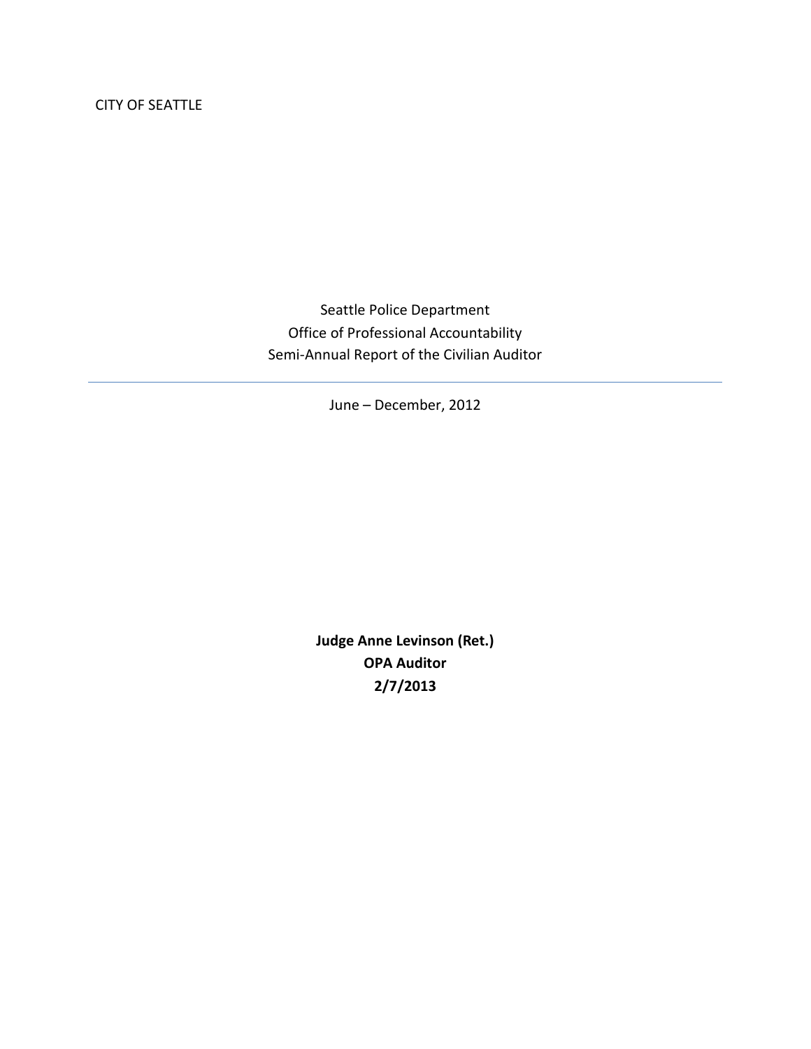CITY OF SEATTLE

# Seattle Police Department
# Office of Professional Accountability
# Semi-Annual Report of the Civilian Auditor

---

June – December, 2012

**Judge Anne Levinson (Ret.)**
**OPA Auditor**
**2/7/2013**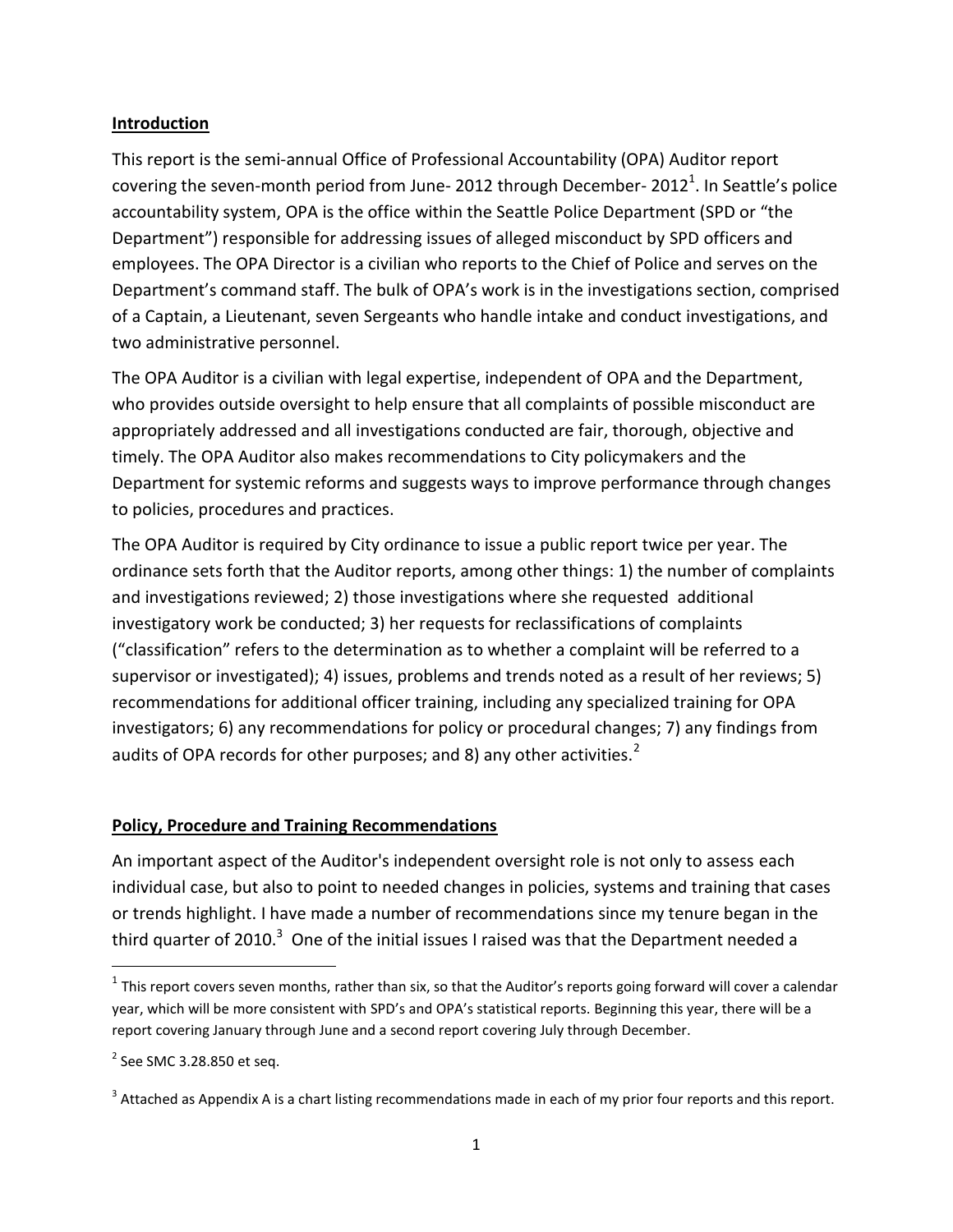**Introduction**

This report is the semi-annual Office of Professional Accountability (OPA) Auditor report covering the seven-month period from June- 2012 through December- 2012[1]. In Seattle's police accountability system, OPA is the office within the Seattle Police Department (SPD or "the Department") responsible for addressing issues of alleged misconduct by SPD officers and employees. The OPA Director is a civilian who reports to the Chief of Police and serves on the Department's command staff. The bulk of OPA's work is in the investigations section, comprised of a Captain, a Lieutenant, seven Sergeants who handle intake and conduct investigations, and two administrative personnel.

The OPA Auditor is a civilian with legal expertise, independent of OPA and the Department, who provides outside oversight to help ensure that all complaints of possible misconduct are appropriately addressed and all investigations conducted are fair, thorough, objective and timely. The OPA Auditor also makes recommendations to City policymakers and the Department for systemic reforms and suggests ways to improve performance through changes to policies, procedures and practices.

The OPA Auditor is required by City ordinance to issue a public report twice per year. The ordinance sets forth that the Auditor reports, among other things: 1) the number of complaints and investigations reviewed; 2) those investigations where she requested additional investigatory work be conducted; 3) her requests for reclassifications of complaints ("classification" refers to the determination as to whether a complaint will be referred to a supervisor or investigated); 4) issues, problems and trends noted as a result of her reviews; 5) recommendations for additional officer training, including any specialized training for OPA investigators; 6) any recommendations for policy or procedural changes; 7) any findings from audits of OPA records for other purposes; and 8) any other activities.[2]

**Policy, Procedure and Training Recommendations**

An important aspect of the Auditor's independent oversight role is not only to assess each individual case, but also to point to needed changes in policies, systems and training that cases or trends highlight. I have made a number of recommendations since my tenure began in the third quarter of 2010.[3] One of the initial issues I raised was that the Department needed a

[1] This report covers seven months, rather than six, so that the Auditor's reports going forward will cover a calendar year, which will be more consistent with SPD's and OPA's statistical reports. Beginning this year, there will be a report covering January through June and a second report covering July through December.

[2] See SMC 3.28.850 et seq.

[3] Attached as Appendix A is a chart listing recommendations made in each of my prior four reports and this report.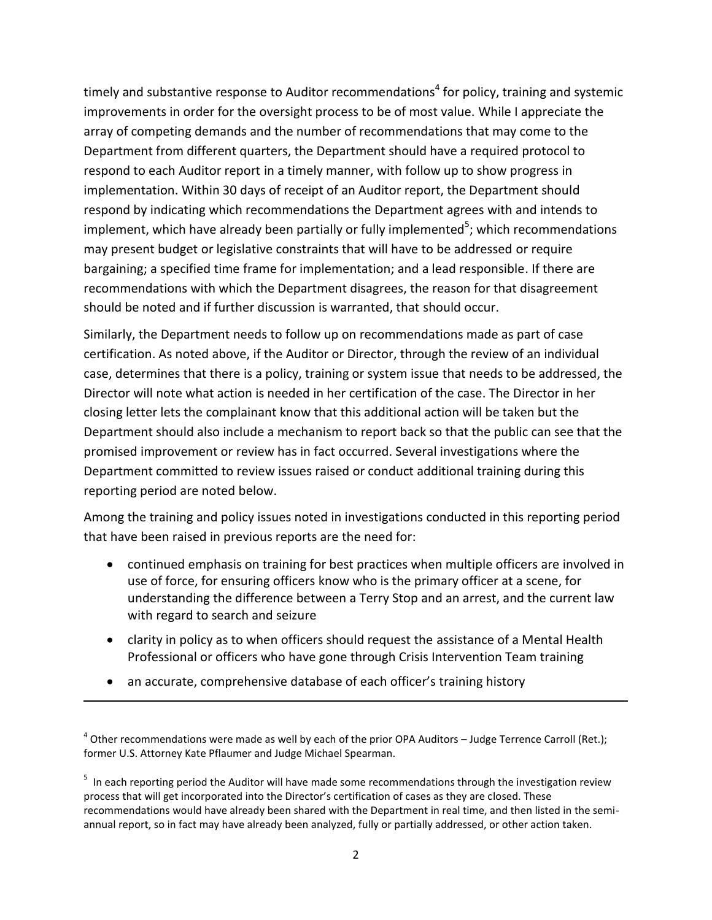timely and substantive response to Auditor recommendations[4] for policy, training and systemic improvements in order for the oversight process to be of most value. While I appreciate the array of competing demands and the number of recommendations that may come to the Department from different quarters, the Department should have a required protocol to respond to each Auditor report in a timely manner, with follow up to show progress in implementation. Within 30 days of receipt of an Auditor report, the Department should respond by indicating which recommendations the Department agrees with and intends to implement, which have already been partially or fully implemented[5]; which recommendations may present budget or legislative constraints that will have to be addressed or require bargaining; a specified time frame for implementation; and a lead responsible. If there are recommendations with which the Department disagrees, the reason for that disagreement should be noted and if further discussion is warranted, that should occur.

Similarly, the Department needs to follow up on recommendations made as part of case certification. As noted above, if the Auditor or Director, through the review of an individual case, determines that there is a policy, training or system issue that needs to be addressed, the Director will note what action is needed in her certification of the case. The Director in her closing letter lets the complainant know that this additional action will be taken but the Department should also include a mechanism to report back so that the public can see that the promised improvement or review has in fact occurred. Several investigations where the Department committed to review issues raised or conduct additional training during this reporting period are noted below.

Among the training and policy issues noted in investigations conducted in this reporting period that have been raised in previous reports are the need for:

- continued emphasis on training for best practices when multiple officers are involved in use of force, for ensuring officers know who is the primary officer at a scene, for understanding the difference between a Terry Stop and an arrest, and the current law with regard to search and seizure
- clarity in policy as to when officers should request the assistance of a Mental Health Professional or officers who have gone through Crisis Intervention Team training
- an accurate, comprehensive database of each officer's training history

---

[4] Other recommendations were made as well by each of the prior OPA Auditors – Judge Terrence Carroll (Ret.); former U.S. Attorney Kate Pflaumer and Judge Michael Spearman.

[5] In each reporting period the Auditor will have made some recommendations through the investigation review process that will get incorporated into the Director's certification of cases as they are closed. These recommendations would have already been shared with the Department in real time, and then listed in the semi-annual report, so in fact may have already been analyzed, fully or partially addressed, or other action taken.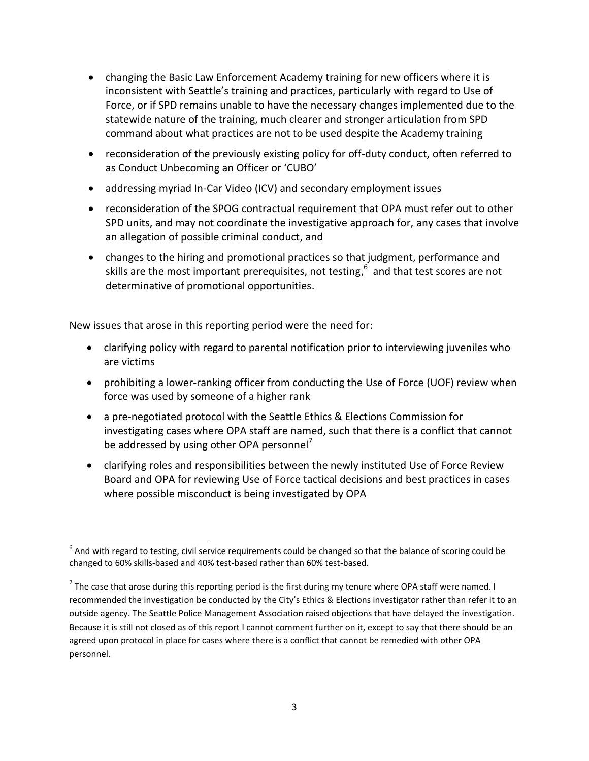- changing the Basic Law Enforcement Academy training for new officers where it is inconsistent with Seattle's training and practices, particularly with regard to Use of Force, or if SPD remains unable to have the necessary changes implemented due to the statewide nature of the training, much clearer and stronger articulation from SPD command about what practices are not to be used despite the Academy training
- reconsideration of the previously existing policy for off-duty conduct, often referred to as Conduct Unbecoming an Officer or 'CUBO'
- addressing myriad In-Car Video (ICV) and secondary employment issues
- reconsideration of the SPOG contractual requirement that OPA must refer out to other SPD units, and may not coordinate the investigative approach for, any cases that involve an allegation of possible criminal conduct, and
- changes to the hiring and promotional practices so that judgment, performance and skills are the most important prerequisites, not testing,[6] and that test scores are not determinative of promotional opportunities.

New issues that arose in this reporting period were the need for:

- clarifying policy with regard to parental notification prior to interviewing juveniles who are victims
- prohibiting a lower-ranking officer from conducting the Use of Force (UOF) review when force was used by someone of a higher rank
- a pre-negotiated protocol with the Seattle Ethics & Elections Commission for investigating cases where OPA staff are named, such that there is a conflict that cannot be addressed by using other OPA personnel[7]
- clarifying roles and responsibilities between the newly instituted Use of Force Review Board and OPA for reviewing Use of Force tactical decisions and best practices in cases where possible misconduct is being investigated by OPA

---

[6] And with regard to testing, civil service requirements could be changed so that the balance of scoring could be changed to 60% skills-based and 40% test-based rather than 60% test-based.

[7] The case that arose during this reporting period is the first during my tenure where OPA staff were named. I recommended the investigation be conducted by the City's Ethics & Elections investigator rather than refer it to an outside agency. The Seattle Police Management Association raised objections that have delayed the investigation. Because it is still not closed as of this report I cannot comment further on it, except to say that there should be an agreed upon protocol in place for cases where there is a conflict that cannot be remedied with other OPA personnel.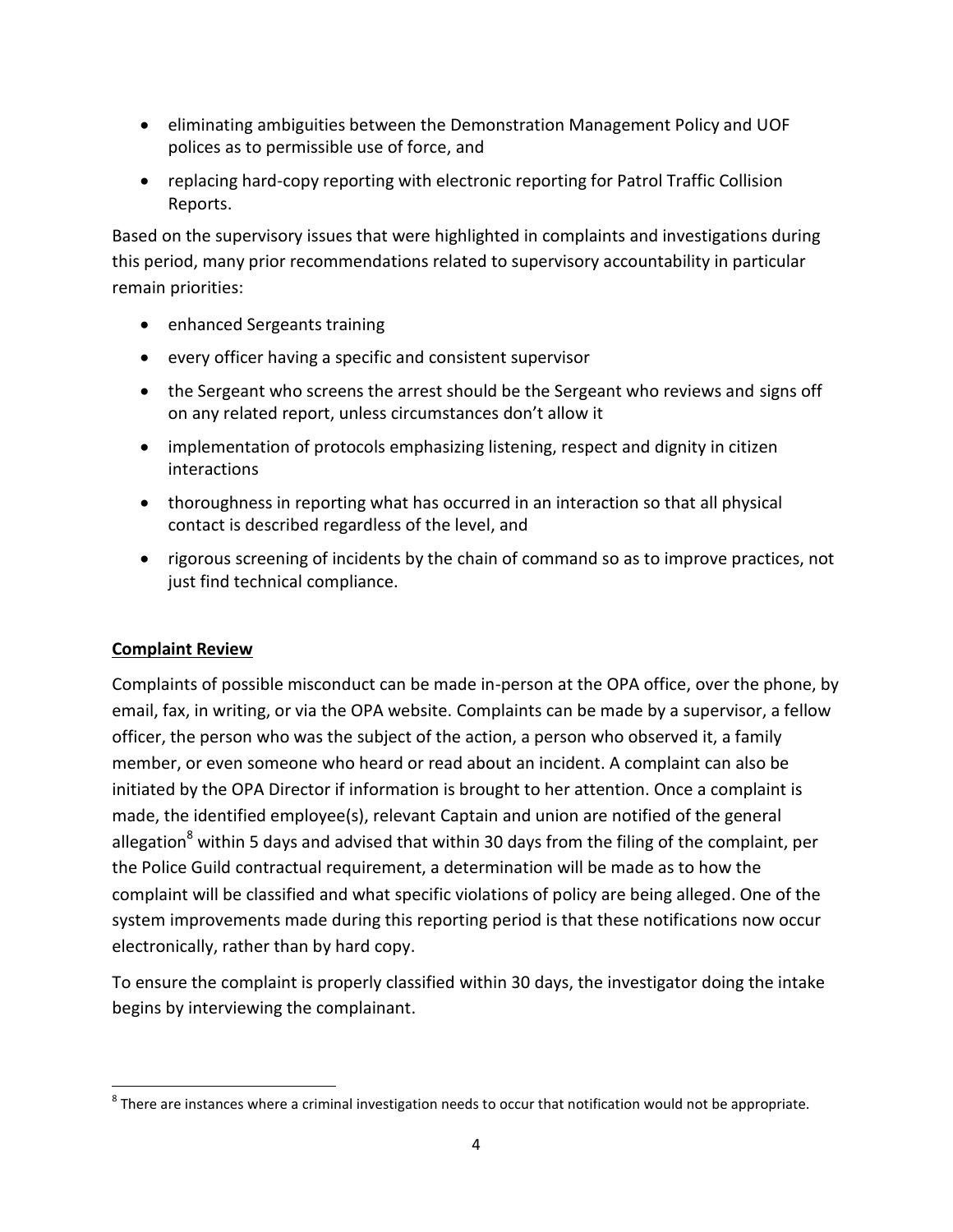- eliminating ambiguities between the Demonstration Management Policy and UOF polices as to permissible use of force, and
- replacing hard-copy reporting with electronic reporting for Patrol Traffic Collision Reports.

Based on the supervisory issues that were highlighted in complaints and investigations during this period, many prior recommendations related to supervisory accountability in particular remain priorities:

- enhanced Sergeants training
- every officer having a specific and consistent supervisor
- the Sergeant who screens the arrest should be the Sergeant who reviews and signs off on any related report, unless circumstances don't allow it
- implementation of protocols emphasizing listening, respect and dignity in citizen interactions
- thoroughness in reporting what has occurred in an interaction so that all physical contact is described regardless of the level, and
- rigorous screening of incidents by the chain of command so as to improve practices, not just find technical compliance.

**Complaint Review**

Complaints of possible misconduct can be made in-person at the OPA office, over the phone, by email, fax, in writing, or via the OPA website. Complaints can be made by a supervisor, a fellow officer, the person who was the subject of the action, a person who observed it, a family member, or even someone who heard or read about an incident. A complaint can also be initiated by the OPA Director if information is brought to her attention. Once a complaint is made, the identified employee(s), relevant Captain and union are notified of the general allegation[8] within 5 days and advised that within 30 days from the filing of the complaint, per the Police Guild contractual requirement, a determination will be made as to how the complaint will be classified and what specific violations of policy are being alleged. One of the system improvements made during this reporting period is that these notifications now occur electronically, rather than by hard copy.

To ensure the complaint is properly classified within 30 days, the investigator doing the intake begins by interviewing the complainant.

[8] There are instances where a criminal investigation needs to occur that notification would not be appropriate.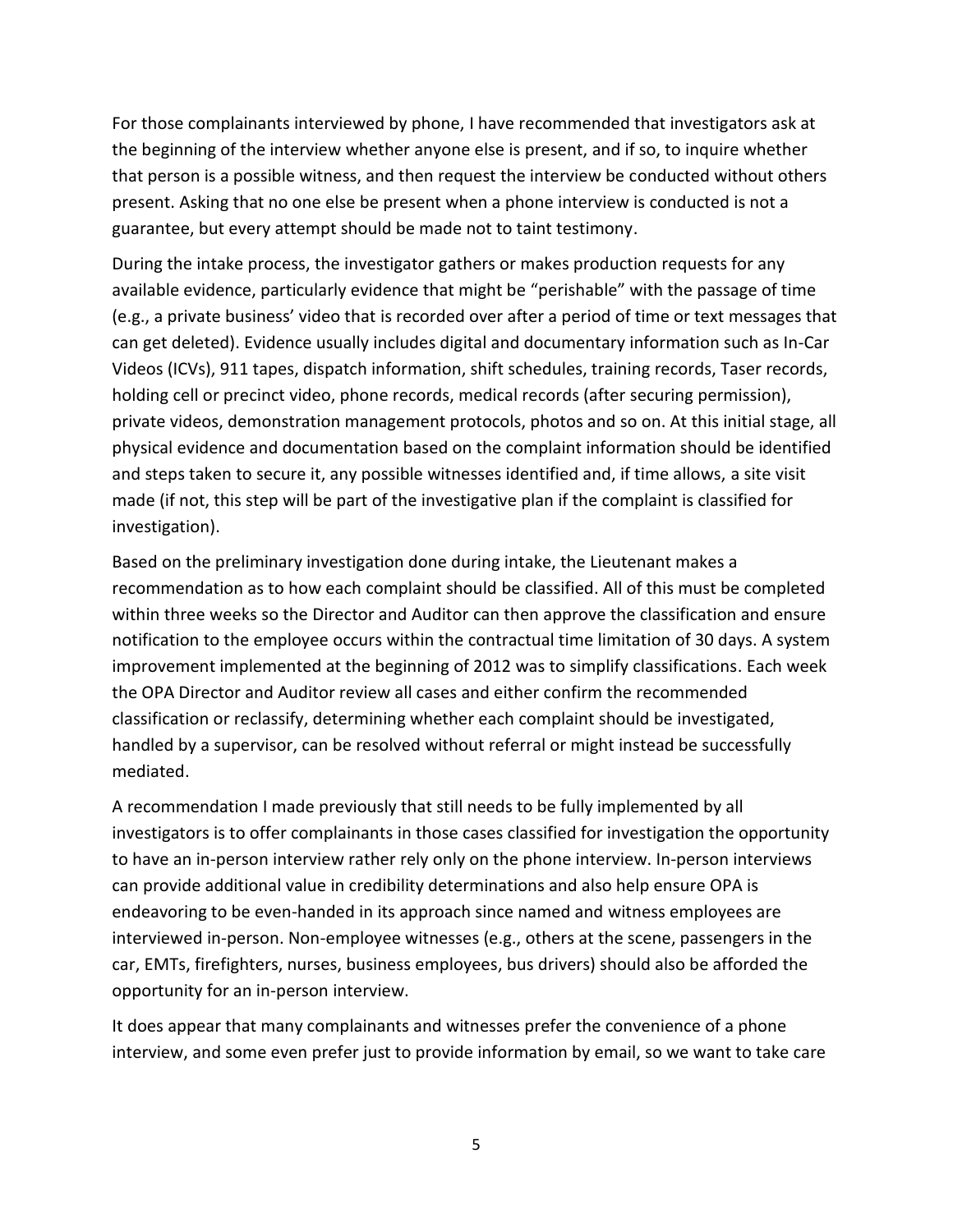For those complainants interviewed by phone, I have recommended that investigators ask at the beginning of the interview whether anyone else is present, and if so, to inquire whether that person is a possible witness, and then request the interview be conducted without others present. Asking that no one else be present when a phone interview is conducted is not a guarantee, but every attempt should be made not to taint testimony.

During the intake process, the investigator gathers or makes production requests for any available evidence, particularly evidence that might be "perishable" with the passage of time (e.g., a private business' video that is recorded over after a period of time or text messages that can get deleted). Evidence usually includes digital and documentary information such as In-Car Videos (ICVs), 911 tapes, dispatch information, shift schedules, training records, Taser records, holding cell or precinct video, phone records, medical records (after securing permission), private videos, demonstration management protocols, photos and so on. At this initial stage, all physical evidence and documentation based on the complaint information should be identified and steps taken to secure it, any possible witnesses identified and, if time allows, a site visit made (if not, this step will be part of the investigative plan if the complaint is classified for investigation).

Based on the preliminary investigation done during intake, the Lieutenant makes a recommendation as to how each complaint should be classified. All of this must be completed within three weeks so the Director and Auditor can then approve the classification and ensure notification to the employee occurs within the contractual time limitation of 30 days. A system improvement implemented at the beginning of 2012 was to simplify classifications. Each week the OPA Director and Auditor review all cases and either confirm the recommended classification or reclassify, determining whether each complaint should be investigated, handled by a supervisor, can be resolved without referral or might instead be successfully mediated.

A recommendation I made previously that still needs to be fully implemented by all investigators is to offer complainants in those cases classified for investigation the opportunity to have an in-person interview rather rely only on the phone interview. In-person interviews can provide additional value in credibility determinations and also help ensure OPA is endeavoring to be even-handed in its approach since named and witness employees are interviewed in-person. Non-employee witnesses (e.g., others at the scene, passengers in the car, EMTs, firefighters, nurses, business employees, bus drivers) should also be afforded the opportunity for an in-person interview.

It does appear that many complainants and witnesses prefer the convenience of a phone interview, and some even prefer just to provide information by email, so we want to take care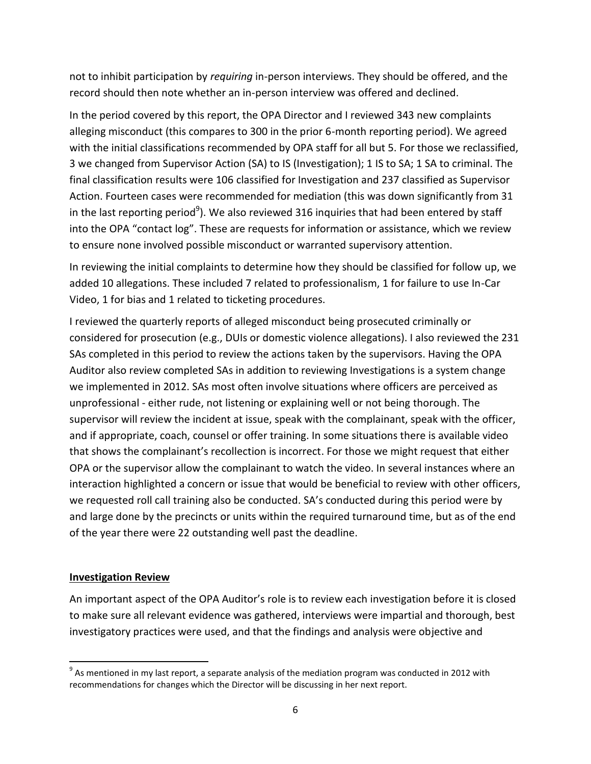not to inhibit participation by *requiring* in-person interviews. They should be offered, and the record should then note whether an in-person interview was offered and declined.

In the period covered by this report, the OPA Director and I reviewed 343 new complaints alleging misconduct (this compares to 300 in the prior 6-month reporting period). We agreed with the initial classifications recommended by OPA staff for all but 5. For those we reclassified, 3 we changed from Supervisor Action (SA) to IS (Investigation); 1 IS to SA; 1 SA to criminal. The final classification results were 106 classified for Investigation and 237 classified as Supervisor Action. Fourteen cases were recommended for mediation (this was down significantly from 31 in the last reporting period[9]). We also reviewed 316 inquiries that had been entered by staff into the OPA "contact log". These are requests for information or assistance, which we review to ensure none involved possible misconduct or warranted supervisory attention.

In reviewing the initial complaints to determine how they should be classified for follow up, we added 10 allegations. These included 7 related to professionalism, 1 for failure to use In-Car Video, 1 for bias and 1 related to ticketing procedures.

I reviewed the quarterly reports of alleged misconduct being prosecuted criminally or considered for prosecution (e.g., DUIs or domestic violence allegations). I also reviewed the 231 SAs completed in this period to review the actions taken by the supervisors. Having the OPA Auditor also review completed SAs in addition to reviewing Investigations is a system change we implemented in 2012. SAs most often involve situations where officers are perceived as unprofessional - either rude, not listening or explaining well or not being thorough. The supervisor will review the incident at issue, speak with the complainant, speak with the officer, and if appropriate, coach, counsel or offer training. In some situations there is available video that shows the complainant's recollection is incorrect. For those we might request that either OPA or the supervisor allow the complainant to watch the video. In several instances where an interaction highlighted a concern or issue that would be beneficial to review with other officers, we requested roll call training also be conducted. SA's conducted during this period were by and large done by the precincts or units within the required turnaround time, but as of the end of the year there were 22 outstanding well past the deadline.

## Investigation Review

An important aspect of the OPA Auditor's role is to review each investigation before it is closed to make sure all relevant evidence was gathered, interviews were impartial and thorough, best investigatory practices were used, and that the findings and analysis were objective and

[9] As mentioned in my last report, a separate analysis of the mediation program was conducted in 2012 with recommendations for changes which the Director will be discussing in her next report.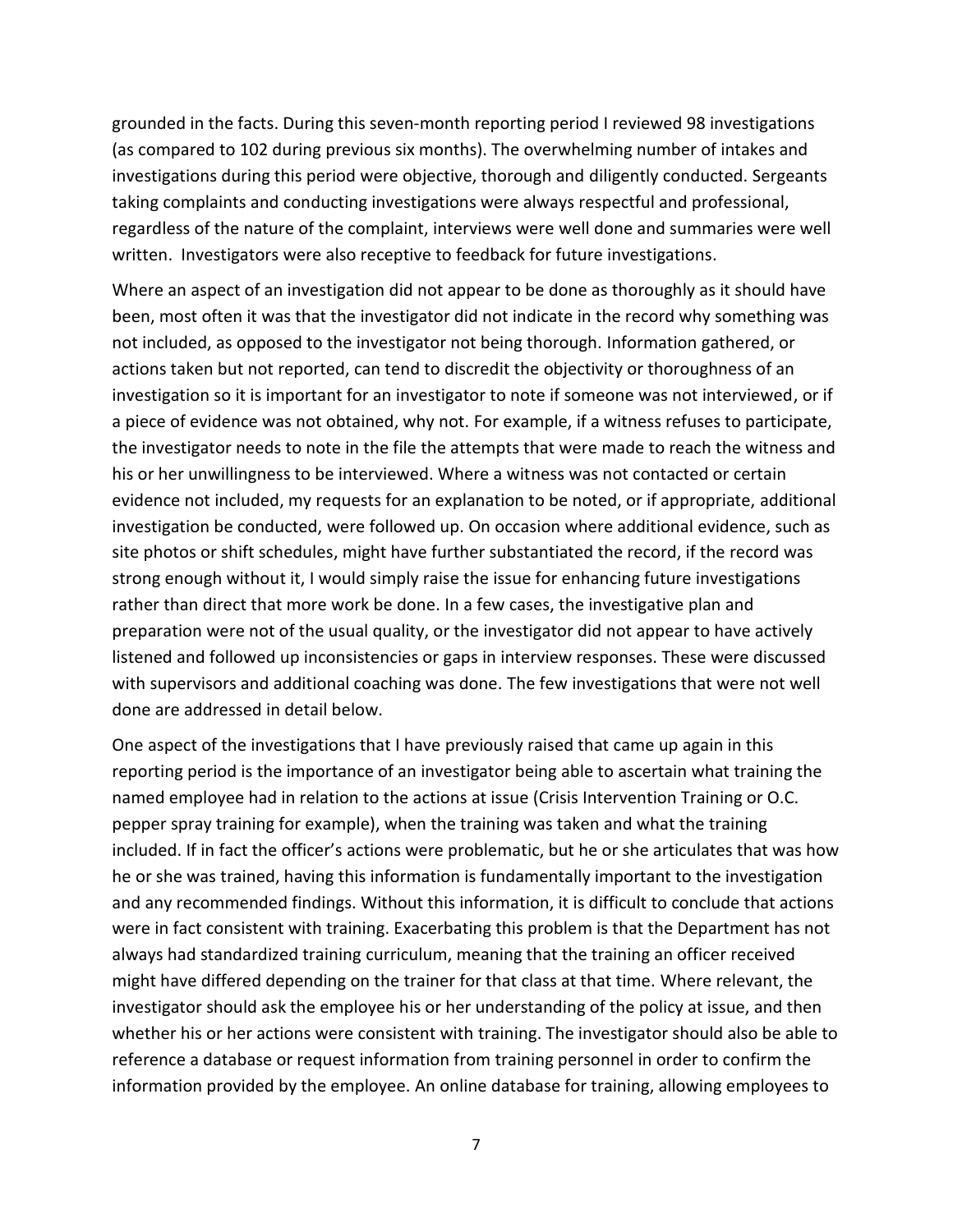grounded in the facts. During this seven-month reporting period I reviewed 98 investigations (as compared to 102 during previous six months). The overwhelming number of intakes and investigations during this period were objective, thorough and diligently conducted. Sergeants taking complaints and conducting investigations were always respectful and professional, regardless of the nature of the complaint, interviews were well done and summaries were well written. Investigators were also receptive to feedback for future investigations.

Where an aspect of an investigation did not appear to be done as thoroughly as it should have been, most often it was that the investigator did not indicate in the record why something was not included, as opposed to the investigator not being thorough. Information gathered, or actions taken but not reported, can tend to discredit the objectivity or thoroughness of an investigation so it is important for an investigator to note if someone was not interviewed, or if a piece of evidence was not obtained, why not. For example, if a witness refuses to participate, the investigator needs to note in the file the attempts that were made to reach the witness and his or her unwillingness to be interviewed. Where a witness was not contacted or certain evidence not included, my requests for an explanation to be noted, or if appropriate, additional investigation be conducted, were followed up. On occasion where additional evidence, such as site photos or shift schedules, might have further substantiated the record, if the record was strong enough without it, I would simply raise the issue for enhancing future investigations rather than direct that more work be done. In a few cases, the investigative plan and preparation were not of the usual quality, or the investigator did not appear to have actively listened and followed up inconsistencies or gaps in interview responses. These were discussed with supervisors and additional coaching was done. The few investigations that were not well done are addressed in detail below.

One aspect of the investigations that I have previously raised that came up again in this reporting period is the importance of an investigator being able to ascertain what training the named employee had in relation to the actions at issue (Crisis Intervention Training or O.C. pepper spray training for example), when the training was taken and what the training included. If in fact the officer's actions were problematic, but he or she articulates that was how he or she was trained, having this information is fundamentally important to the investigation and any recommended findings. Without this information, it is difficult to conclude that actions were in fact consistent with training. Exacerbating this problem is that the Department has not always had standardized training curriculum, meaning that the training an officer received might have differed depending on the trainer for that class at that time. Where relevant, the investigator should ask the employee his or her understanding of the policy at issue, and then whether his or her actions were consistent with training. The investigator should also be able to reference a database or request information from training personnel in order to confirm the information provided by the employee. An online database for training, allowing employees to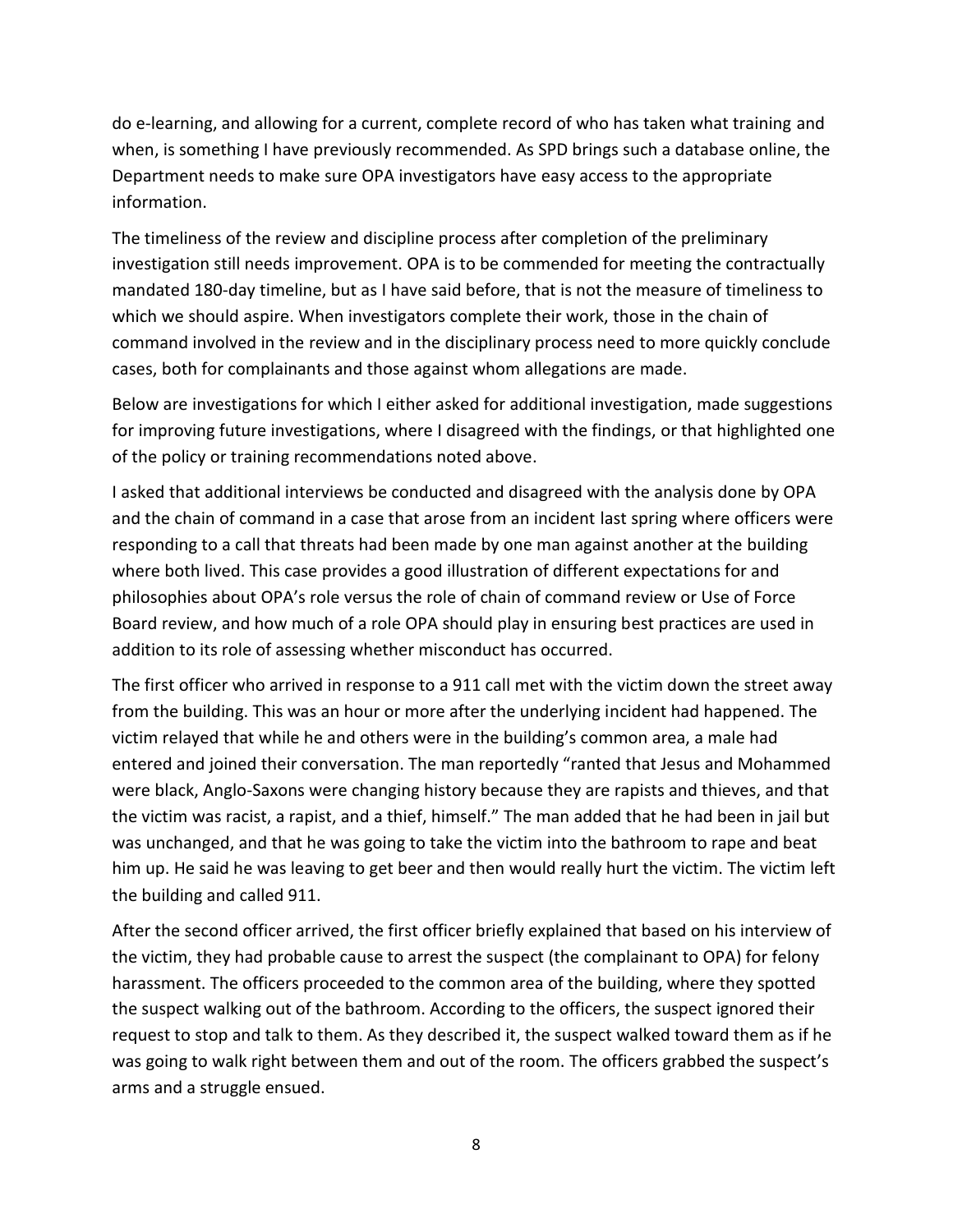do e-learning, and allowing for a current, complete record of who has taken what training and when, is something I have previously recommended. As SPD brings such a database online, the Department needs to make sure OPA investigators have easy access to the appropriate information.

The timeliness of the review and discipline process after completion of the preliminary investigation still needs improvement. OPA is to be commended for meeting the contractually mandated 180-day timeline, but as I have said before, that is not the measure of timeliness to which we should aspire. When investigators complete their work, those in the chain of command involved in the review and in the disciplinary process need to more quickly conclude cases, both for complainants and those against whom allegations are made.

Below are investigations for which I either asked for additional investigation, made suggestions for improving future investigations, where I disagreed with the findings, or that highlighted one of the policy or training recommendations noted above.

I asked that additional interviews be conducted and disagreed with the analysis done by OPA and the chain of command in a case that arose from an incident last spring where officers were responding to a call that threats had been made by one man against another at the building where both lived. This case provides a good illustration of different expectations for and philosophies about OPA's role versus the role of chain of command review or Use of Force Board review, and how much of a role OPA should play in ensuring best practices are used in addition to its role of assessing whether misconduct has occurred.

The first officer who arrived in response to a 911 call met with the victim down the street away from the building. This was an hour or more after the underlying incident had happened. The victim relayed that while he and others were in the building's common area, a male had entered and joined their conversation. The man reportedly "ranted that Jesus and Mohammed were black, Anglo-Saxons were changing history because they are rapists and thieves, and that the victim was racist, a rapist, and a thief, himself." The man added that he had been in jail but was unchanged, and that he was going to take the victim into the bathroom to rape and beat him up. He said he was leaving to get beer and then would really hurt the victim. The victim left the building and called 911.

After the second officer arrived, the first officer briefly explained that based on his interview of the victim, they had probable cause to arrest the suspect (the complainant to OPA) for felony harassment. The officers proceeded to the common area of the building, where they spotted the suspect walking out of the bathroom. According to the officers, the suspect ignored their request to stop and talk to them. As they described it, the suspect walked toward them as if he was going to walk right between them and out of the room. The officers grabbed the suspect's arms and a struggle ensued.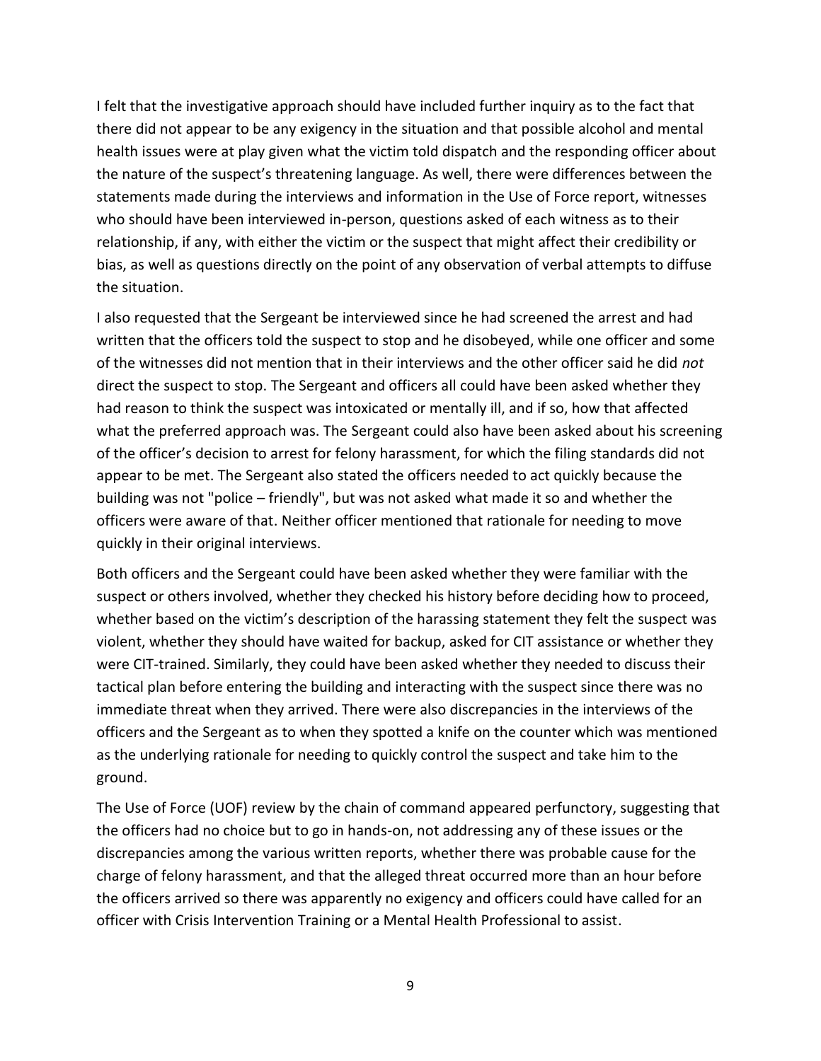I felt that the investigative approach should have included further inquiry as to the fact that there did not appear to be any exigency in the situation and that possible alcohol and mental health issues were at play given what the victim told dispatch and the responding officer about the nature of the suspect's threatening language. As well, there were differences between the statements made during the interviews and information in the Use of Force report, witnesses who should have been interviewed in-person, questions asked of each witness as to their relationship, if any, with either the victim or the suspect that might affect their credibility or bias, as well as questions directly on the point of any observation of verbal attempts to diffuse the situation.

I also requested that the Sergeant be interviewed since he had screened the arrest and had written that the officers told the suspect to stop and he disobeyed, while one officer and some of the witnesses did not mention that in their interviews and the other officer said he did *not* direct the suspect to stop. The Sergeant and officers all could have been asked whether they had reason to think the suspect was intoxicated or mentally ill, and if so, how that affected what the preferred approach was. The Sergeant could also have been asked about his screening of the officer's decision to arrest for felony harassment, for which the filing standards did not appear to be met. The Sergeant also stated the officers needed to act quickly because the building was not "police – friendly", but was not asked what made it so and whether the officers were aware of that. Neither officer mentioned that rationale for needing to move quickly in their original interviews.

Both officers and the Sergeant could have been asked whether they were familiar with the suspect or others involved, whether they checked his history before deciding how to proceed, whether based on the victim's description of the harassing statement they felt the suspect was violent, whether they should have waited for backup, asked for CIT assistance or whether they were CIT-trained. Similarly, they could have been asked whether they needed to discuss their tactical plan before entering the building and interacting with the suspect since there was no immediate threat when they arrived. There were also discrepancies in the interviews of the officers and the Sergeant as to when they spotted a knife on the counter which was mentioned as the underlying rationale for needing to quickly control the suspect and take him to the ground.

The Use of Force (UOF) review by the chain of command appeared perfunctory, suggesting that the officers had no choice but to go in hands-on, not addressing any of these issues or the discrepancies among the various written reports, whether there was probable cause for the charge of felony harassment, and that the alleged threat occurred more than an hour before the officers arrived so there was apparently no exigency and officers could have called for an officer with Crisis Intervention Training or a Mental Health Professional to assist.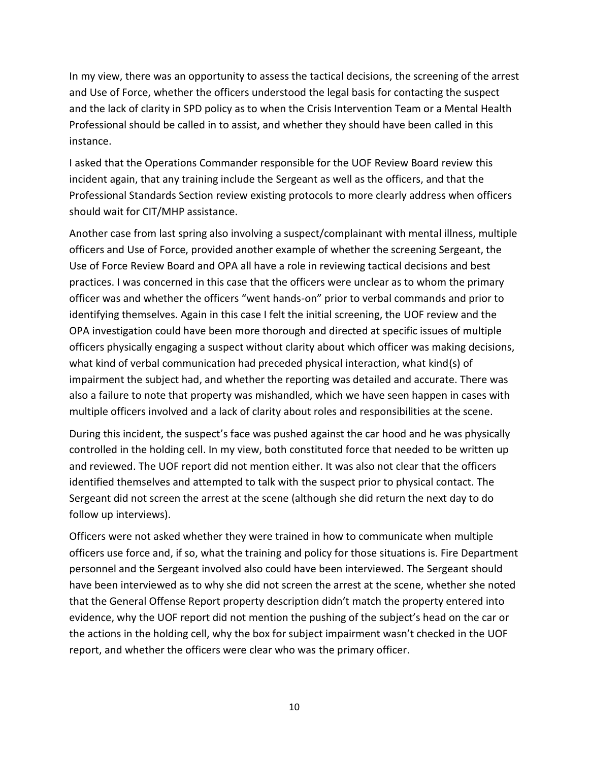In my view, there was an opportunity to assess the tactical decisions, the screening of the arrest and Use of Force, whether the officers understood the legal basis for contacting the suspect and the lack of clarity in SPD policy as to when the Crisis Intervention Team or a Mental Health Professional should be called in to assist, and whether they should have been called in this instance.

I asked that the Operations Commander responsible for the UOF Review Board review this incident again, that any training include the Sergeant as well as the officers, and that the Professional Standards Section review existing protocols to more clearly address when officers should wait for CIT/MHP assistance.

Another case from last spring also involving a suspect/complainant with mental illness, multiple officers and Use of Force, provided another example of whether the screening Sergeant, the Use of Force Review Board and OPA all have a role in reviewing tactical decisions and best practices. I was concerned in this case that the officers were unclear as to whom the primary officer was and whether the officers "went hands-on" prior to verbal commands and prior to identifying themselves. Again in this case I felt the initial screening, the UOF review and the OPA investigation could have been more thorough and directed at specific issues of multiple officers physically engaging a suspect without clarity about which officer was making decisions, what kind of verbal communication had preceded physical interaction, what kind(s) of impairment the subject had, and whether the reporting was detailed and accurate. There was also a failure to note that property was mishandled, which we have seen happen in cases with multiple officers involved and a lack of clarity about roles and responsibilities at the scene.

During this incident, the suspect's face was pushed against the car hood and he was physically controlled in the holding cell. In my view, both constituted force that needed to be written up and reviewed. The UOF report did not mention either. It was also not clear that the officers identified themselves and attempted to talk with the suspect prior to physical contact. The Sergeant did not screen the arrest at the scene (although she did return the next day to do follow up interviews).

Officers were not asked whether they were trained in how to communicate when multiple officers use force and, if so, what the training and policy for those situations is. Fire Department personnel and the Sergeant involved also could have been interviewed. The Sergeant should have been interviewed as to why she did not screen the arrest at the scene, whether she noted that the General Offense Report property description didn't match the property entered into evidence, why the UOF report did not mention the pushing of the subject's head on the car or the actions in the holding cell, why the box for subject impairment wasn't checked in the UOF report, and whether the officers were clear who was the primary officer.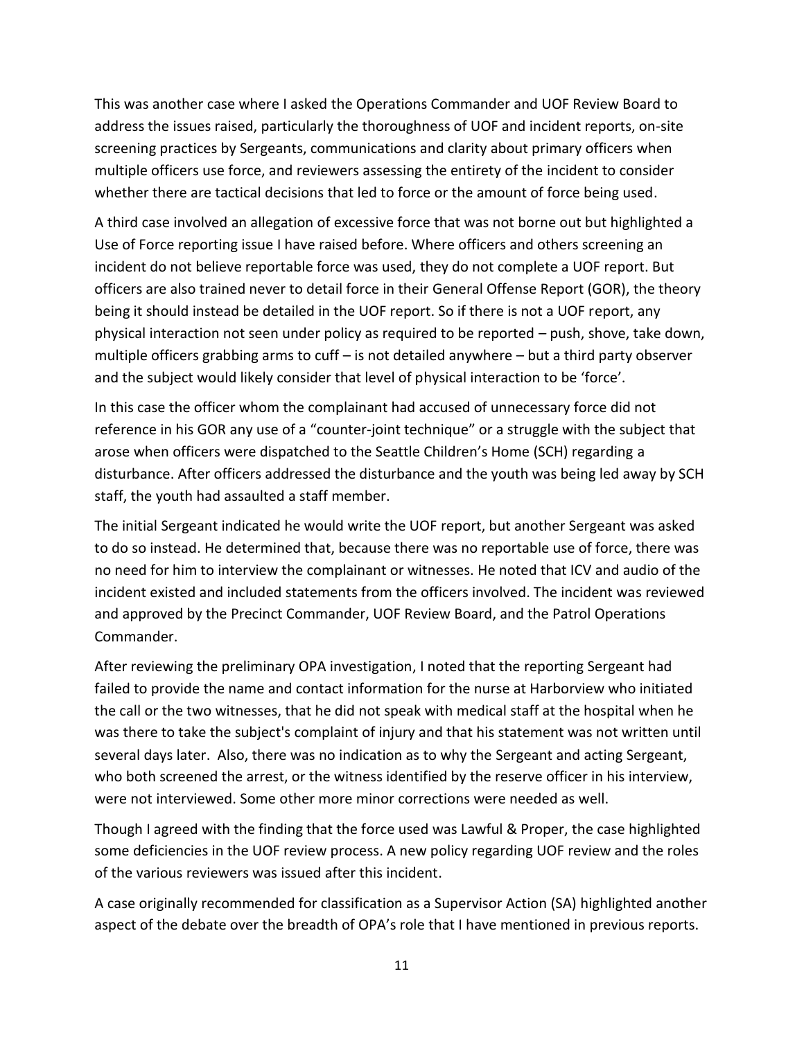This was another case where I asked the Operations Commander and UOF Review Board to address the issues raised, particularly the thoroughness of UOF and incident reports, on-site screening practices by Sergeants, communications and clarity about primary officers when multiple officers use force, and reviewers assessing the entirety of the incident to consider whether there are tactical decisions that led to force or the amount of force being used.

A third case involved an allegation of excessive force that was not borne out but highlighted a Use of Force reporting issue I have raised before. Where officers and others screening an incident do not believe reportable force was used, they do not complete a UOF report. But officers are also trained never to detail force in their General Offense Report (GOR), the theory being it should instead be detailed in the UOF report. So if there is not a UOF report, any physical interaction not seen under policy as required to be reported – push, shove, take down, multiple officers grabbing arms to cuff – is not detailed anywhere – but a third party observer and the subject would likely consider that level of physical interaction to be 'force'.

In this case the officer whom the complainant had accused of unnecessary force did not reference in his GOR any use of a "counter-joint technique" or a struggle with the subject that arose when officers were dispatched to the Seattle Children's Home (SCH) regarding a disturbance. After officers addressed the disturbance and the youth was being led away by SCH staff, the youth had assaulted a staff member.

The initial Sergeant indicated he would write the UOF report, but another Sergeant was asked to do so instead. He determined that, because there was no reportable use of force, there was no need for him to interview the complainant or witnesses. He noted that ICV and audio of the incident existed and included statements from the officers involved. The incident was reviewed and approved by the Precinct Commander, UOF Review Board, and the Patrol Operations Commander.

After reviewing the preliminary OPA investigation, I noted that the reporting Sergeant had failed to provide the name and contact information for the nurse at Harborview who initiated the call or the two witnesses, that he did not speak with medical staff at the hospital when he was there to take the subject's complaint of injury and that his statement was not written until several days later. Also, there was no indication as to why the Sergeant and acting Sergeant, who both screened the arrest, or the witness identified by the reserve officer in his interview, were not interviewed. Some other more minor corrections were needed as well.

Though I agreed with the finding that the force used was Lawful & Proper, the case highlighted some deficiencies in the UOF review process. A new policy regarding UOF review and the roles of the various reviewers was issued after this incident.

A case originally recommended for classification as a Supervisor Action (SA) highlighted another aspect of the debate over the breadth of OPA's role that I have mentioned in previous reports.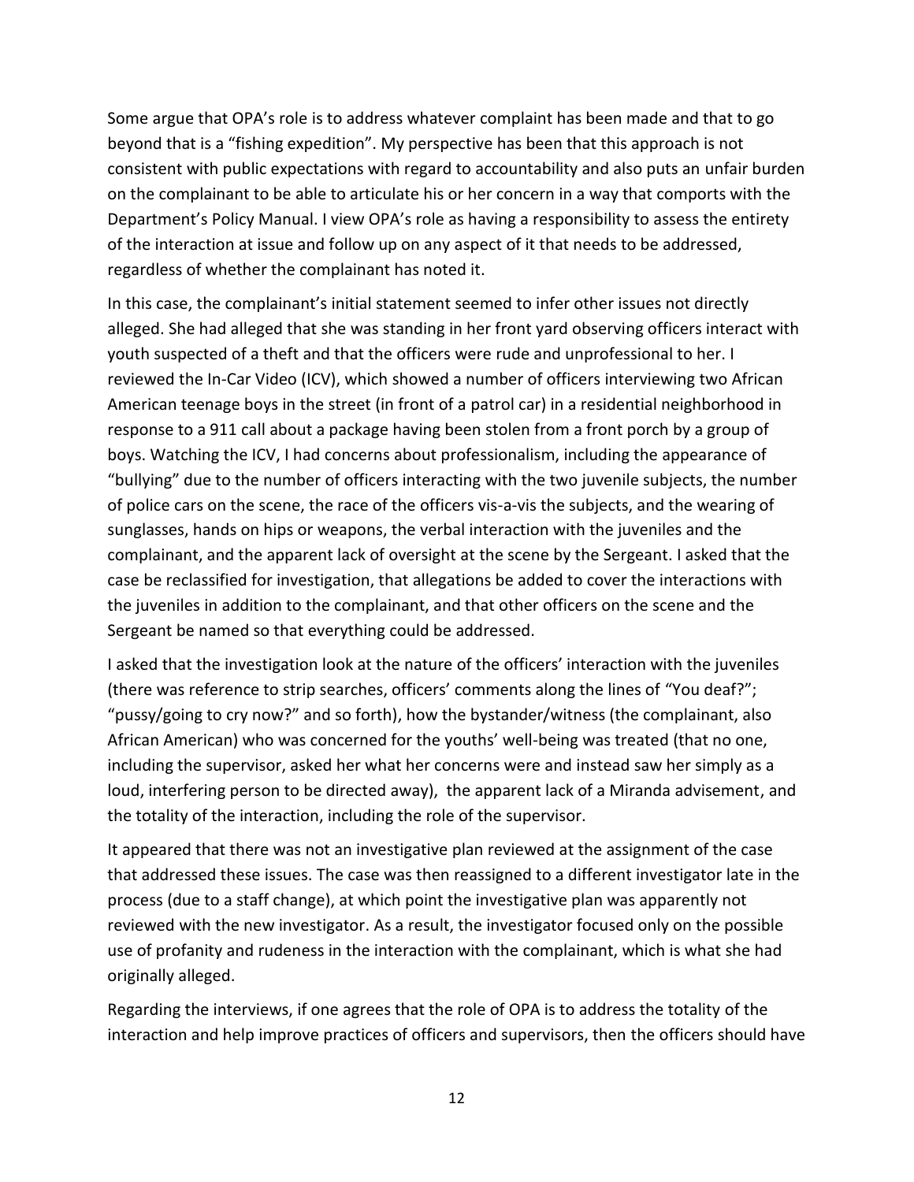Some argue that OPA's role is to address whatever complaint has been made and that to go beyond that is a "fishing expedition". My perspective has been that this approach is not consistent with public expectations with regard to accountability and also puts an unfair burden on the complainant to be able to articulate his or her concern in a way that comports with the Department's Policy Manual. I view OPA's role as having a responsibility to assess the entirety of the interaction at issue and follow up on any aspect of it that needs to be addressed, regardless of whether the complainant has noted it.

In this case, the complainant's initial statement seemed to infer other issues not directly alleged. She had alleged that she was standing in her front yard observing officers interact with youth suspected of a theft and that the officers were rude and unprofessional to her. I reviewed the In-Car Video (ICV), which showed a number of officers interviewing two African American teenage boys in the street (in front of a patrol car) in a residential neighborhood in response to a 911 call about a package having been stolen from a front porch by a group of boys. Watching the ICV, I had concerns about professionalism, including the appearance of "bullying" due to the number of officers interacting with the two juvenile subjects, the number of police cars on the scene, the race of the officers vis-a-vis the subjects, and the wearing of sunglasses, hands on hips or weapons, the verbal interaction with the juveniles and the complainant, and the apparent lack of oversight at the scene by the Sergeant. I asked that the case be reclassified for investigation, that allegations be added to cover the interactions with the juveniles in addition to the complainant, and that other officers on the scene and the Sergeant be named so that everything could be addressed.

I asked that the investigation look at the nature of the officers' interaction with the juveniles (there was reference to strip searches, officers' comments along the lines of "You deaf?"; "pussy/going to cry now?" and so forth), how the bystander/witness (the complainant, also African American) who was concerned for the youths' well-being was treated (that no one, including the supervisor, asked her what her concerns were and instead saw her simply as a loud, interfering person to be directed away), the apparent lack of a Miranda advisement, and the totality of the interaction, including the role of the supervisor.

It appeared that there was not an investigative plan reviewed at the assignment of the case that addressed these issues. The case was then reassigned to a different investigator late in the process (due to a staff change), at which point the investigative plan was apparently not reviewed with the new investigator. As a result, the investigator focused only on the possible use of profanity and rudeness in the interaction with the complainant, which is what she had originally alleged.

Regarding the interviews, if one agrees that the role of OPA is to address the totality of the interaction and help improve practices of officers and supervisors, then the officers should have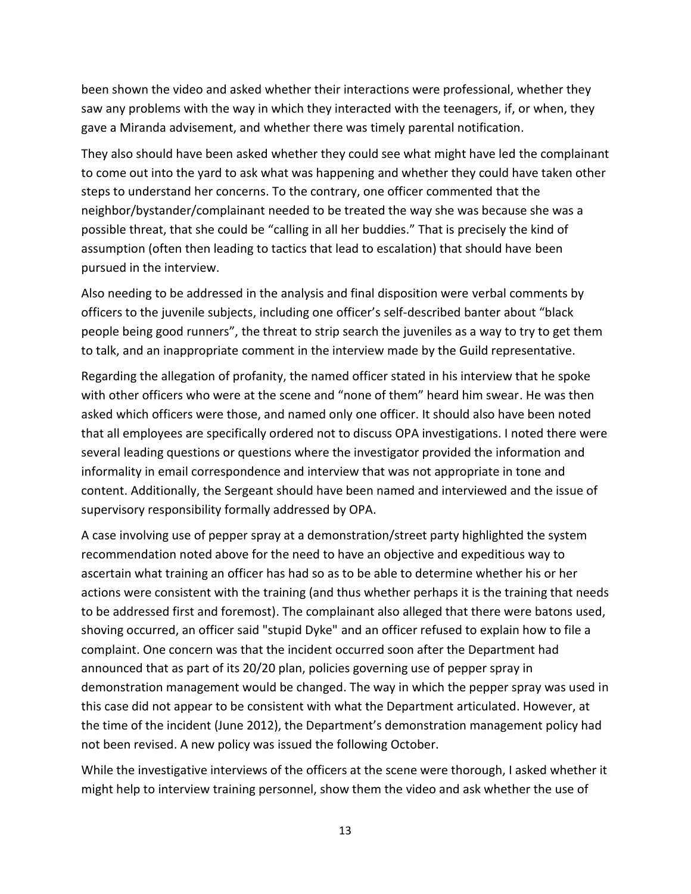been shown the video and asked whether their interactions were professional, whether they saw any problems with the way in which they interacted with the teenagers, if, or when, they gave a Miranda advisement, and whether there was timely parental notification.

They also should have been asked whether they could see what might have led the complainant to come out into the yard to ask what was happening and whether they could have taken other steps to understand her concerns. To the contrary, one officer commented that the neighbor/bystander/complainant needed to be treated the way she was because she was a possible threat, that she could be "calling in all her buddies." That is precisely the kind of assumption (often then leading to tactics that lead to escalation) that should have been pursued in the interview.

Also needing to be addressed in the analysis and final disposition were verbal comments by officers to the juvenile subjects, including one officer's self-described banter about "black people being good runners", the threat to strip search the juveniles as a way to try to get them to talk, and an inappropriate comment in the interview made by the Guild representative.

Regarding the allegation of profanity, the named officer stated in his interview that he spoke with other officers who were at the scene and "none of them" heard him swear. He was then asked which officers were those, and named only one officer. It should also have been noted that all employees are specifically ordered not to discuss OPA investigations. I noted there were several leading questions or questions where the investigator provided the information and informality in email correspondence and interview that was not appropriate in tone and content. Additionally, the Sergeant should have been named and interviewed and the issue of supervisory responsibility formally addressed by OPA.

A case involving use of pepper spray at a demonstration/street party highlighted the system recommendation noted above for the need to have an objective and expeditious way to ascertain what training an officer has had so as to be able to determine whether his or her actions were consistent with the training (and thus whether perhaps it is the training that needs to be addressed first and foremost). The complainant also alleged that there were batons used, shoving occurred, an officer said "stupid Dyke" and an officer refused to explain how to file a complaint. One concern was that the incident occurred soon after the Department had announced that as part of its 20/20 plan, policies governing use of pepper spray in demonstration management would be changed. The way in which the pepper spray was used in this case did not appear to be consistent with what the Department articulated. However, at the time of the incident (June 2012), the Department's demonstration management policy had not been revised. A new policy was issued the following October.

While the investigative interviews of the officers at the scene were thorough, I asked whether it might help to interview training personnel, show them the video and ask whether the use of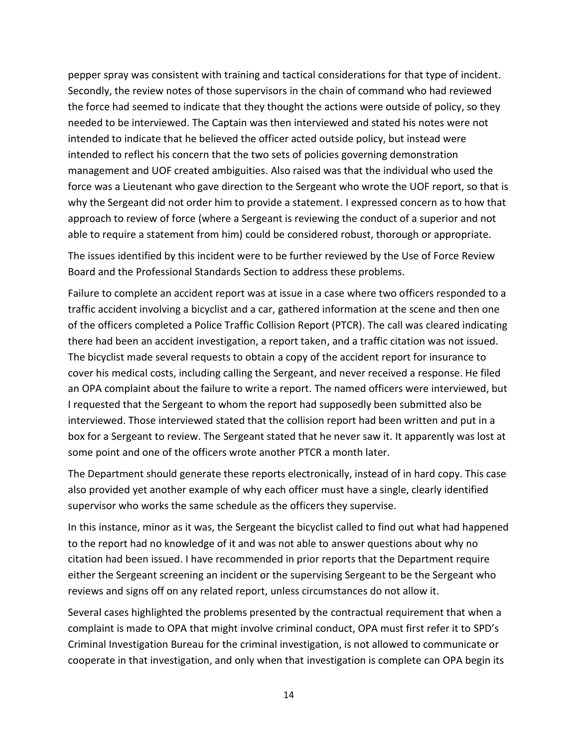pepper spray was consistent with training and tactical considerations for that type of incident. Secondly, the review notes of those supervisors in the chain of command who had reviewed the force had seemed to indicate that they thought the actions were outside of policy, so they needed to be interviewed. The Captain was then interviewed and stated his notes were not intended to indicate that he believed the officer acted outside policy, but instead were intended to reflect his concern that the two sets of policies governing demonstration management and UOF created ambiguities. Also raised was that the individual who used the force was a Lieutenant who gave direction to the Sergeant who wrote the UOF report, so that is why the Sergeant did not order him to provide a statement. I expressed concern as to how that approach to review of force (where a Sergeant is reviewing the conduct of a superior and not able to require a statement from him) could be considered robust, thorough or appropriate.

The issues identified by this incident were to be further reviewed by the Use of Force Review Board and the Professional Standards Section to address these problems.

Failure to complete an accident report was at issue in a case where two officers responded to a traffic accident involving a bicyclist and a car, gathered information at the scene and then one of the officers completed a Police Traffic Collision Report (PTCR). The call was cleared indicating there had been an accident investigation, a report taken, and a traffic citation was not issued. The bicyclist made several requests to obtain a copy of the accident report for insurance to cover his medical costs, including calling the Sergeant, and never received a response. He filed an OPA complaint about the failure to write a report. The named officers were interviewed, but I requested that the Sergeant to whom the report had supposedly been submitted also be interviewed. Those interviewed stated that the collision report had been written and put in a box for a Sergeant to review. The Sergeant stated that he never saw it. It apparently was lost at some point and one of the officers wrote another PTCR a month later.

The Department should generate these reports electronically, instead of in hard copy. This case also provided yet another example of why each officer must have a single, clearly identified supervisor who works the same schedule as the officers they supervise.

In this instance, minor as it was, the Sergeant the bicyclist called to find out what had happened to the report had no knowledge of it and was not able to answer questions about why no citation had been issued. I have recommended in prior reports that the Department require either the Sergeant screening an incident or the supervising Sergeant to be the Sergeant who reviews and signs off on any related report, unless circumstances do not allow it.

Several cases highlighted the problems presented by the contractual requirement that when a complaint is made to OPA that might involve criminal conduct, OPA must first refer it to SPD's Criminal Investigation Bureau for the criminal investigation, is not allowed to communicate or cooperate in that investigation, and only when that investigation is complete can OPA begin its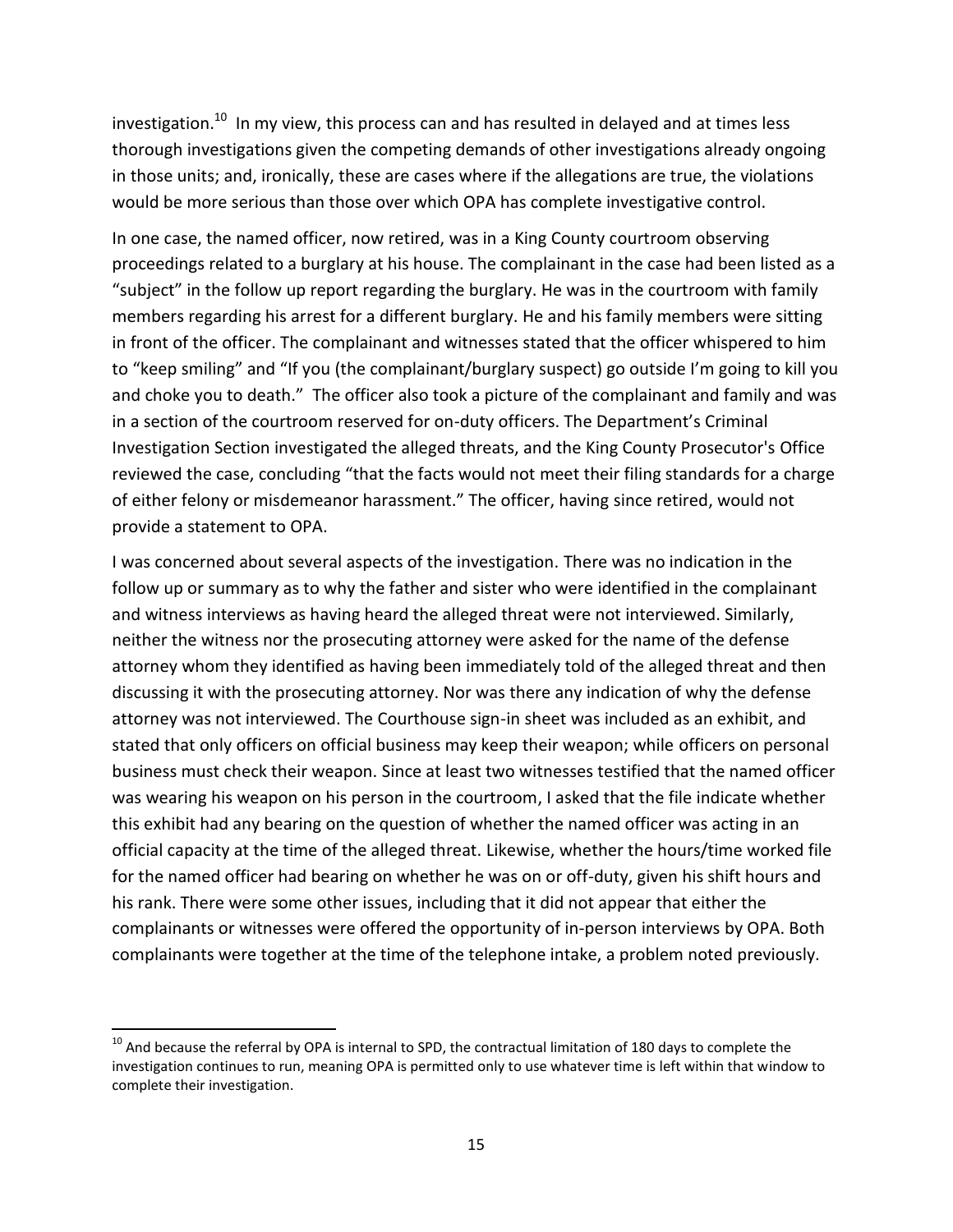investigation.[10] In my view, this process can and has resulted in delayed and at times less thorough investigations given the competing demands of other investigations already ongoing in those units; and, ironically, these are cases where if the allegations are true, the violations would be more serious than those over which OPA has complete investigative control.

In one case, the named officer, now retired, was in a King County courtroom observing proceedings related to a burglary at his house. The complainant in the case had been listed as a "subject" in the follow up report regarding the burglary. He was in the courtroom with family members regarding his arrest for a different burglary. He and his family members were sitting in front of the officer. The complainant and witnesses stated that the officer whispered to him to "keep smiling" and "If you (the complainant/burglary suspect) go outside I'm going to kill you and choke you to death." The officer also took a picture of the complainant and family and was in a section of the courtroom reserved for on-duty officers. The Department's Criminal Investigation Section investigated the alleged threats, and the King County Prosecutor's Office reviewed the case, concluding "that the facts would not meet their filing standards for a charge of either felony or misdemeanor harassment." The officer, having since retired, would not provide a statement to OPA.

I was concerned about several aspects of the investigation. There was no indication in the follow up or summary as to why the father and sister who were identified in the complainant and witness interviews as having heard the alleged threat were not interviewed. Similarly, neither the witness nor the prosecuting attorney were asked for the name of the defense attorney whom they identified as having been immediately told of the alleged threat and then discussing it with the prosecuting attorney. Nor was there any indication of why the defense attorney was not interviewed. The Courthouse sign-in sheet was included as an exhibit, and stated that only officers on official business may keep their weapon; while officers on personal business must check their weapon. Since at least two witnesses testified that the named officer was wearing his weapon on his person in the courtroom, I asked that the file indicate whether this exhibit had any bearing on the question of whether the named officer was acting in an official capacity at the time of the alleged threat. Likewise, whether the hours/time worked file for the named officer had bearing on whether he was on or off-duty, given his shift hours and his rank. There were some other issues, including that it did not appear that either the complainants or witnesses were offered the opportunity of in-person interviews by OPA. Both complainants were together at the time of the telephone intake, a problem noted previously.

[10] And because the referral by OPA is internal to SPD, the contractual limitation of 180 days to complete the investigation continues to run, meaning OPA is permitted only to use whatever time is left within that window to complete their investigation.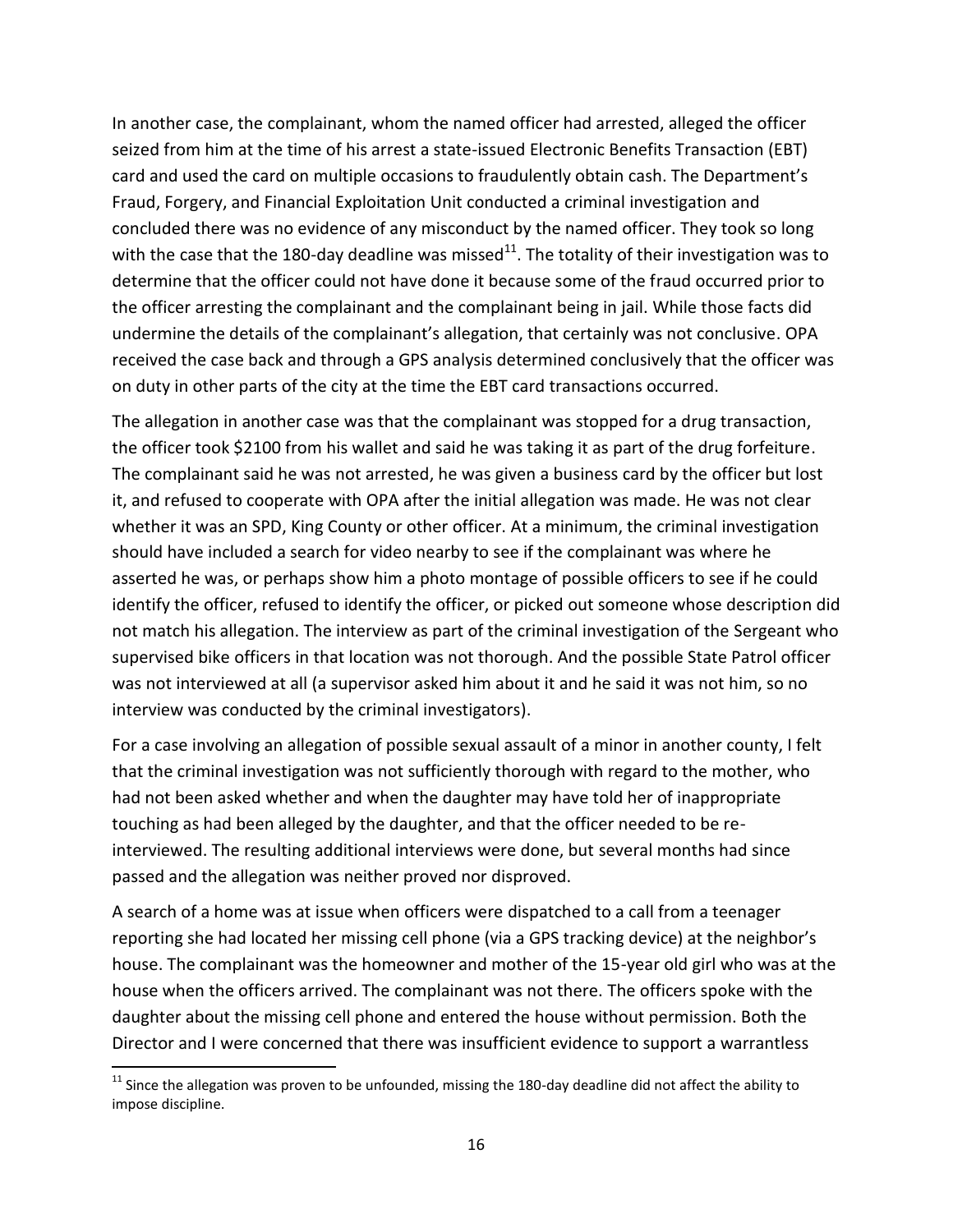In another case, the complainant, whom the named officer had arrested, alleged the officer seized from him at the time of his arrest a state-issued Electronic Benefits Transaction (EBT) card and used the card on multiple occasions to fraudulently obtain cash. The Department's Fraud, Forgery, and Financial Exploitation Unit conducted a criminal investigation and concluded there was no evidence of any misconduct by the named officer. They took so long with the case that the 180-day deadline was missed[11]. The totality of their investigation was to determine that the officer could not have done it because some of the fraud occurred prior to the officer arresting the complainant and the complainant being in jail. While those facts did undermine the details of the complainant's allegation, that certainly was not conclusive. OPA received the case back and through a GPS analysis determined conclusively that the officer was on duty in other parts of the city at the time the EBT card transactions occurred.

The allegation in another case was that the complainant was stopped for a drug transaction, the officer took $2100 from his wallet and said he was taking it as part of the drug forfeiture. The complainant said he was not arrested, he was given a business card by the officer but lost it, and refused to cooperate with OPA after the initial allegation was made. He was not clear whether it was an SPD, King County or other officer. At a minimum, the criminal investigation should have included a search for video nearby to see if the complainant was where he asserted he was, or perhaps show him a photo montage of possible officers to see if he could identify the officer, refused to identify the officer, or picked out someone whose description did not match his allegation. The interview as part of the criminal investigation of the Sergeant who supervised bike officers in that location was not thorough. And the possible State Patrol officer was not interviewed at all (a supervisor asked him about it and he said it was not him, so no interview was conducted by the criminal investigators).

For a case involving an allegation of possible sexual assault of a minor in another county, I felt that the criminal investigation was not sufficiently thorough with regard to the mother, who had not been asked whether and when the daughter may have told her of inappropriate touching as had been alleged by the daughter, and that the officer needed to be re-interviewed. The resulting additional interviews were done, but several months had since passed and the allegation was neither proved nor disproved.

A search of a home was at issue when officers were dispatched to a call from a teenager reporting she had located her missing cell phone (via a GPS tracking device) at the neighbor's house. The complainant was the homeowner and mother of the 15-year old girl who was at the house when the officers arrived. The complainant was not there. The officers spoke with the daughter about the missing cell phone and entered the house without permission. Both the Director and I were concerned that there was insufficient evidence to support a warrantless

[11] Since the allegation was proven to be unfounded, missing the 180-day deadline did not affect the ability to impose discipline.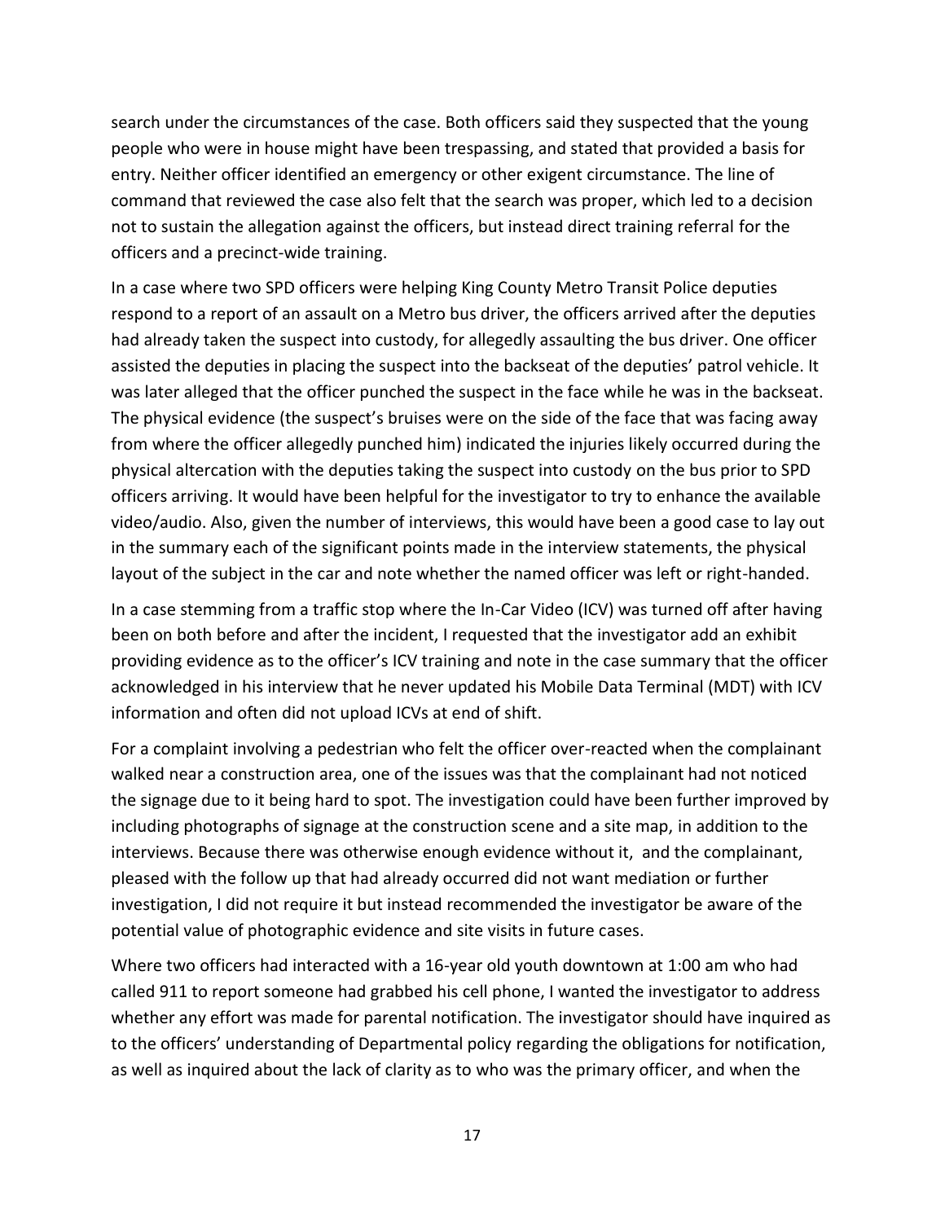search under the circumstances of the case. Both officers said they suspected that the young people who were in house might have been trespassing, and stated that provided a basis for entry. Neither officer identified an emergency or other exigent circumstance. The line of command that reviewed the case also felt that the search was proper, which led to a decision not to sustain the allegation against the officers, but instead direct training referral for the officers and a precinct-wide training.

In a case where two SPD officers were helping King County Metro Transit Police deputies respond to a report of an assault on a Metro bus driver, the officers arrived after the deputies had already taken the suspect into custody, for allegedly assaulting the bus driver. One officer assisted the deputies in placing the suspect into the backseat of the deputies' patrol vehicle. It was later alleged that the officer punched the suspect in the face while he was in the backseat. The physical evidence (the suspect's bruises were on the side of the face that was facing away from where the officer allegedly punched him) indicated the injuries likely occurred during the physical altercation with the deputies taking the suspect into custody on the bus prior to SPD officers arriving. It would have been helpful for the investigator to try to enhance the available video/audio. Also, given the number of interviews, this would have been a good case to lay out in the summary each of the significant points made in the interview statements, the physical layout of the subject in the car and note whether the named officer was left or right-handed.

In a case stemming from a traffic stop where the In-Car Video (ICV) was turned off after having been on both before and after the incident, I requested that the investigator add an exhibit providing evidence as to the officer's ICV training and note in the case summary that the officer acknowledged in his interview that he never updated his Mobile Data Terminal (MDT) with ICV information and often did not upload ICVs at end of shift.

For a complaint involving a pedestrian who felt the officer over-reacted when the complainant walked near a construction area, one of the issues was that the complainant had not noticed the signage due to it being hard to spot. The investigation could have been further improved by including photographs of signage at the construction scene and a site map, in addition to the interviews. Because there was otherwise enough evidence without it, and the complainant, pleased with the follow up that had already occurred did not want mediation or further investigation, I did not require it but instead recommended the investigator be aware of the potential value of photographic evidence and site visits in future cases.

Where two officers had interacted with a 16-year old youth downtown at 1:00 am who had called 911 to report someone had grabbed his cell phone, I wanted the investigator to address whether any effort was made for parental notification. The investigator should have inquired as to the officers' understanding of Departmental policy regarding the obligations for notification, as well as inquired about the lack of clarity as to who was the primary officer, and when the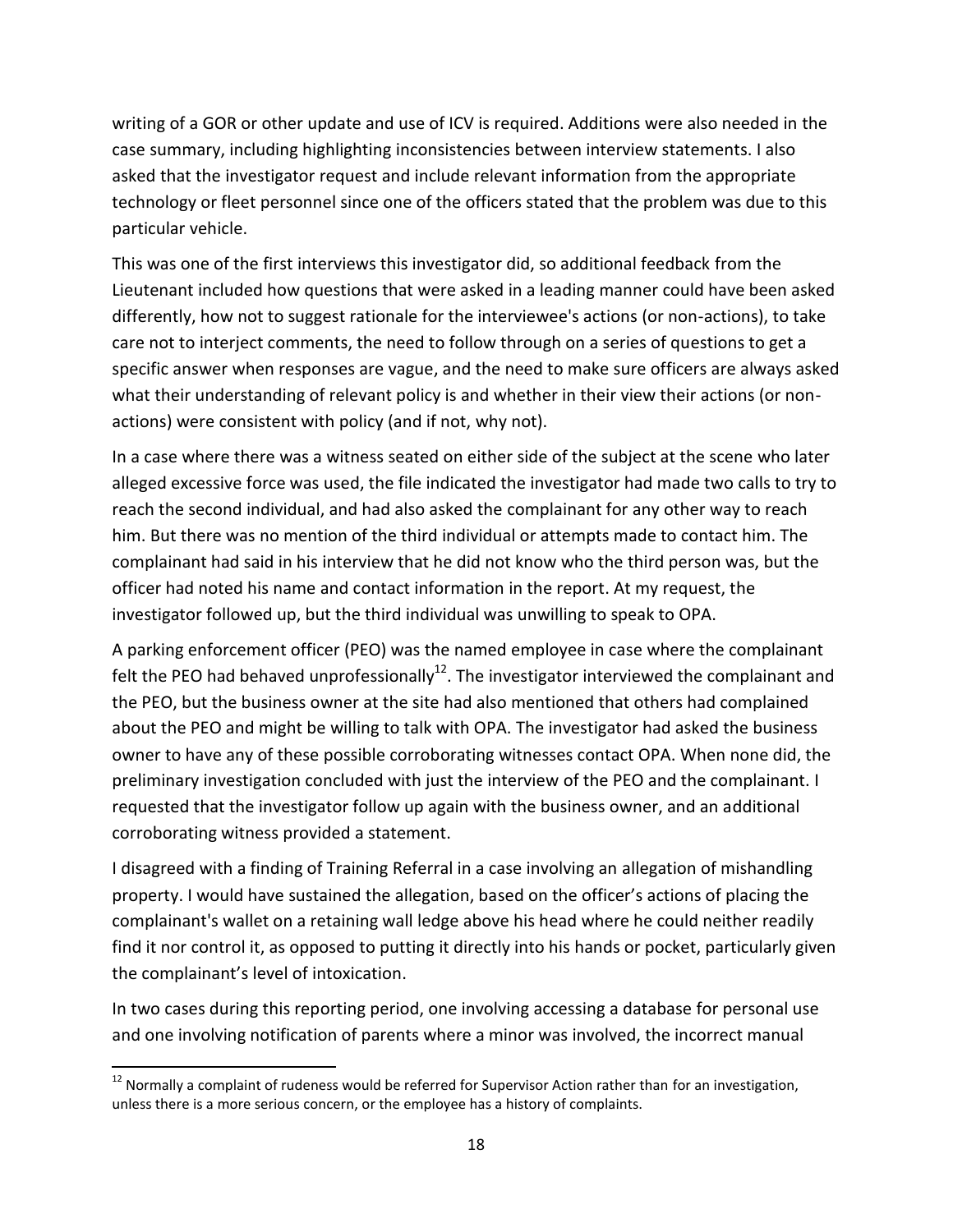writing of a GOR or other update and use of ICV is required. Additions were also needed in the case summary, including highlighting inconsistencies between interview statements. I also asked that the investigator request and include relevant information from the appropriate technology or fleet personnel since one of the officers stated that the problem was due to this particular vehicle.

This was one of the first interviews this investigator did, so additional feedback from the Lieutenant included how questions that were asked in a leading manner could have been asked differently, how not to suggest rationale for the interviewee's actions (or non-actions), to take care not to interject comments, the need to follow through on a series of questions to get a specific answer when responses are vague, and the need to make sure officers are always asked what their understanding of relevant policy is and whether in their view their actions (or non-actions) were consistent with policy (and if not, why not).

In a case where there was a witness seated on either side of the subject at the scene who later alleged excessive force was used, the file indicated the investigator had made two calls to try to reach the second individual, and had also asked the complainant for any other way to reach him. But there was no mention of the third individual or attempts made to contact him. The complainant had said in his interview that he did not know who the third person was, but the officer had noted his name and contact information in the report. At my request, the investigator followed up, but the third individual was unwilling to speak to OPA.

A parking enforcement officer (PEO) was the named employee in case where the complainant felt the PEO had behaved unprofessionally[12]. The investigator interviewed the complainant and the PEO, but the business owner at the site had also mentioned that others had complained about the PEO and might be willing to talk with OPA. The investigator had asked the business owner to have any of these possible corroborating witnesses contact OPA. When none did, the preliminary investigation concluded with just the interview of the PEO and the complainant. I requested that the investigator follow up again with the business owner, and an additional corroborating witness provided a statement.

I disagreed with a finding of Training Referral in a case involving an allegation of mishandling property. I would have sustained the allegation, based on the officer's actions of placing the complainant's wallet on a retaining wall ledge above his head where he could neither readily find it nor control it, as opposed to putting it directly into his hands or pocket, particularly given the complainant's level of intoxication.

In two cases during this reporting period, one involving accessing a database for personal use and one involving notification of parents where a minor was involved, the incorrect manual

[12] Normally a complaint of rudeness would be referred for Supervisor Action rather than for an investigation, unless there is a more serious concern, or the employee has a history of complaints.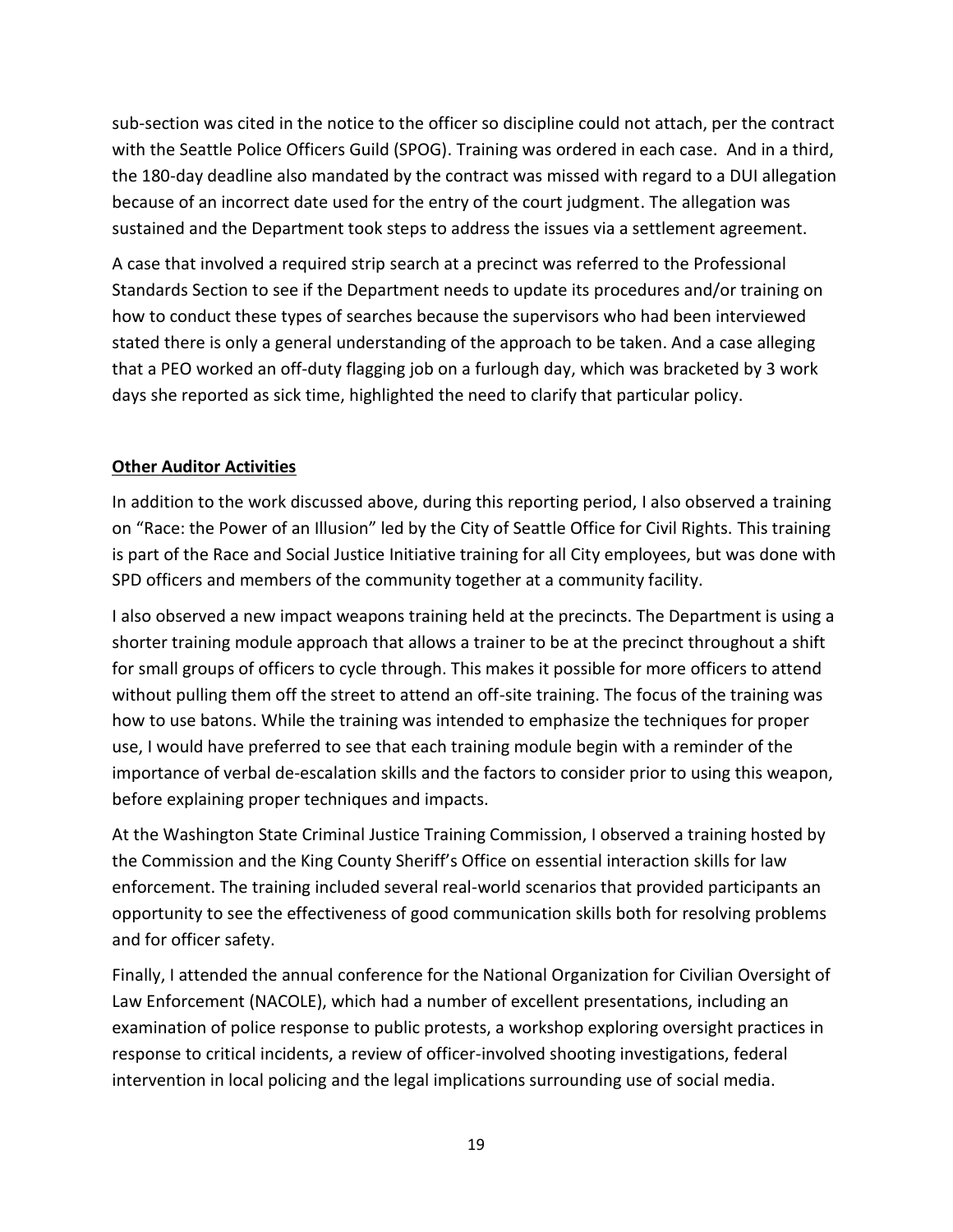sub-section was cited in the notice to the officer so discipline could not attach, per the contract with the Seattle Police Officers Guild (SPOG). Training was ordered in each case. And in a third, the 180-day deadline also mandated by the contract was missed with regard to a DUI allegation because of an incorrect date used for the entry of the court judgment. The allegation was sustained and the Department took steps to address the issues via a settlement agreement.

A case that involved a required strip search at a precinct was referred to the Professional Standards Section to see if the Department needs to update its procedures and/or training on how to conduct these types of searches because the supervisors who had been interviewed stated there is only a general understanding of the approach to be taken. And a case alleging that a PEO worked an off-duty flagging job on a furlough day, which was bracketed by 3 work days she reported as sick time, highlighted the need to clarify that particular policy.

**Other Auditor Activities**

In addition to the work discussed above, during this reporting period, I also observed a training on "Race: the Power of an Illusion" led by the City of Seattle Office for Civil Rights. This training is part of the Race and Social Justice Initiative training for all City employees, but was done with SPD officers and members of the community together at a community facility.

I also observed a new impact weapons training held at the precincts. The Department is using a shorter training module approach that allows a trainer to be at the precinct throughout a shift for small groups of officers to cycle through. This makes it possible for more officers to attend without pulling them off the street to attend an off-site training. The focus of the training was how to use batons. While the training was intended to emphasize the techniques for proper use, I would have preferred to see that each training module begin with a reminder of the importance of verbal de-escalation skills and the factors to consider prior to using this weapon, before explaining proper techniques and impacts.

At the Washington State Criminal Justice Training Commission, I observed a training hosted by the Commission and the King County Sheriff's Office on essential interaction skills for law enforcement. The training included several real-world scenarios that provided participants an opportunity to see the effectiveness of good communication skills both for resolving problems and for officer safety.

Finally, I attended the annual conference for the National Organization for Civilian Oversight of Law Enforcement (NACOLE), which had a number of excellent presentations, including an examination of police response to public protests, a workshop exploring oversight practices in response to critical incidents, a review of officer-involved shooting investigations, federal intervention in local policing and the legal implications surrounding use of social media.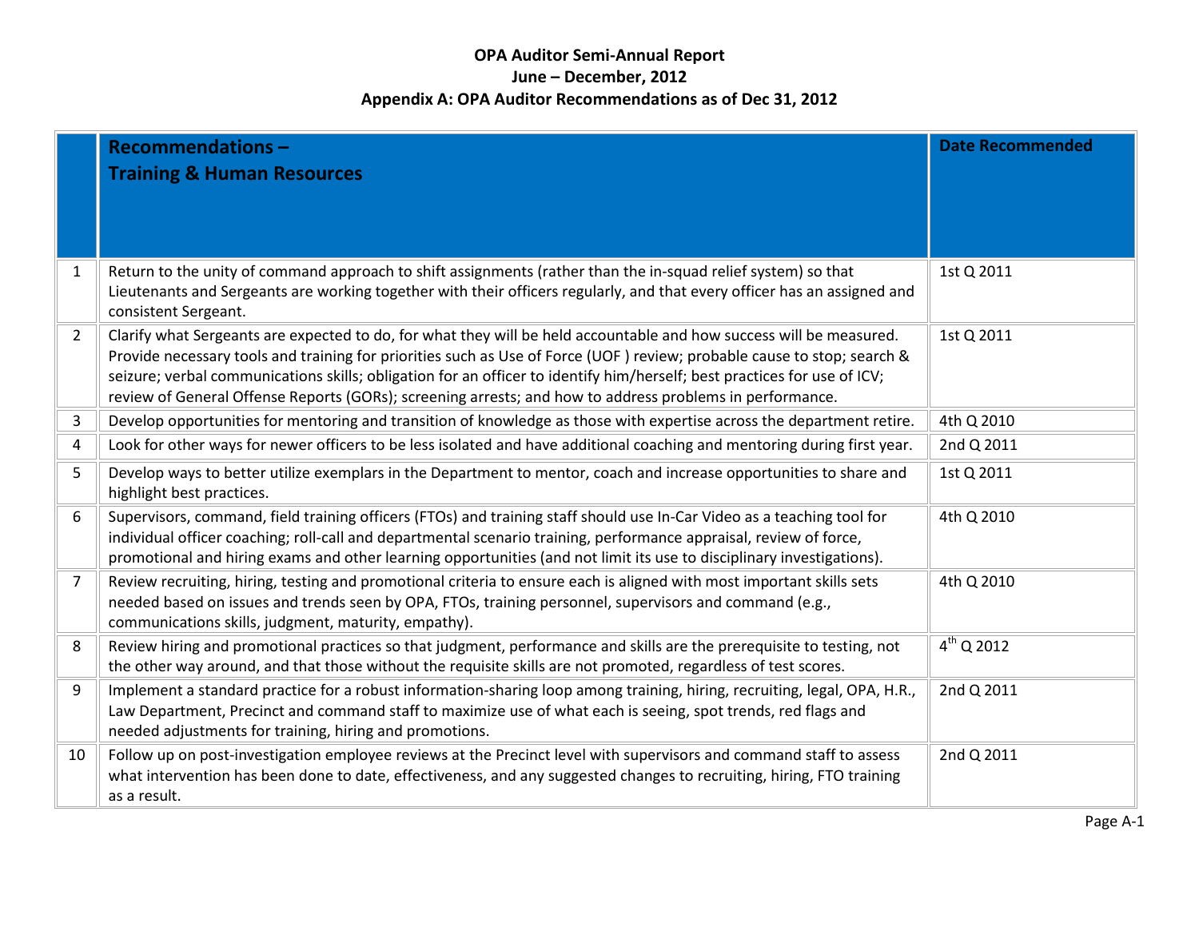# OPA Auditor Semi-Annual Report
## June – December, 2012
## Appendix A: OPA Auditor Recommendations as of Dec 31, 2012

| | **Recommendations – Training & Human Resources** | **Date Recommended** |
|---|---|---|
| 1 | Return to the unity of command approach to shift assignments (rather than the in-squad relief system) so that Lieutenants and Sergeants are working together with their officers regularly, and that every officer has an assigned and consistent Sergeant. | 1st Q 2011 |
| 2 | Clarify what Sergeants are expected to do, for what they will be held accountable and how success will be measured. Provide necessary tools and training for priorities such as Use of Force (UOF ) review; probable cause to stop; search & seizure; verbal communications skills; obligation for an officer to identify him/herself; best practices for use of ICV; review of General Offense Reports (GORs); screening arrests; and how to address problems in performance. | 1st Q 2011 |
| 3 | Develop opportunities for mentoring and transition of knowledge as those with expertise across the department retire. | 4th Q 2010 |
| 4 | Look for other ways for newer officers to be less isolated and have additional coaching and mentoring during first year. | 2nd Q 2011 |
| 5 | Develop ways to better utilize exemplars in the Department to mentor, coach and increase opportunities to share and highlight best practices. | 1st Q 2011 |
| 6 | Supervisors, command, field training officers (FTOs) and training staff should use In-Car Video as a teaching tool for individual officer coaching; roll-call and departmental scenario training, performance appraisal, review of force, promotional and hiring exams and other learning opportunities (and not limit its use to disciplinary investigations). | 4th Q 2010 |
| 7 | Review recruiting, hiring, testing and promotional criteria to ensure each is aligned with most important skills sets needed based on issues and trends seen by OPA, FTOs, training personnel, supervisors and command (e.g., communications skills, judgment, maturity, empathy). | 4th Q 2010 |
| 8 | Review hiring and promotional practices so that judgment, performance and skills are the prerequisite to testing, not the other way around, and that those without the requisite skills are not promoted, regardless of test scores. | 4th Q 2012 |
| 9 | Implement a standard practice for a robust information-sharing loop among training, hiring, recruiting, legal, OPA, H.R., Law Department, Precinct and command staff to maximize use of what each is seeing, spot trends, red flags and needed adjustments for training, hiring and promotions. | 2nd Q 2011 |
| 10 | Follow up on post-investigation employee reviews at the Precinct level with supervisors and command staff to assess what intervention has been done to date, effectiveness, and any suggested changes to recruiting, hiring, FTO training as a result. | 2nd Q 2011 |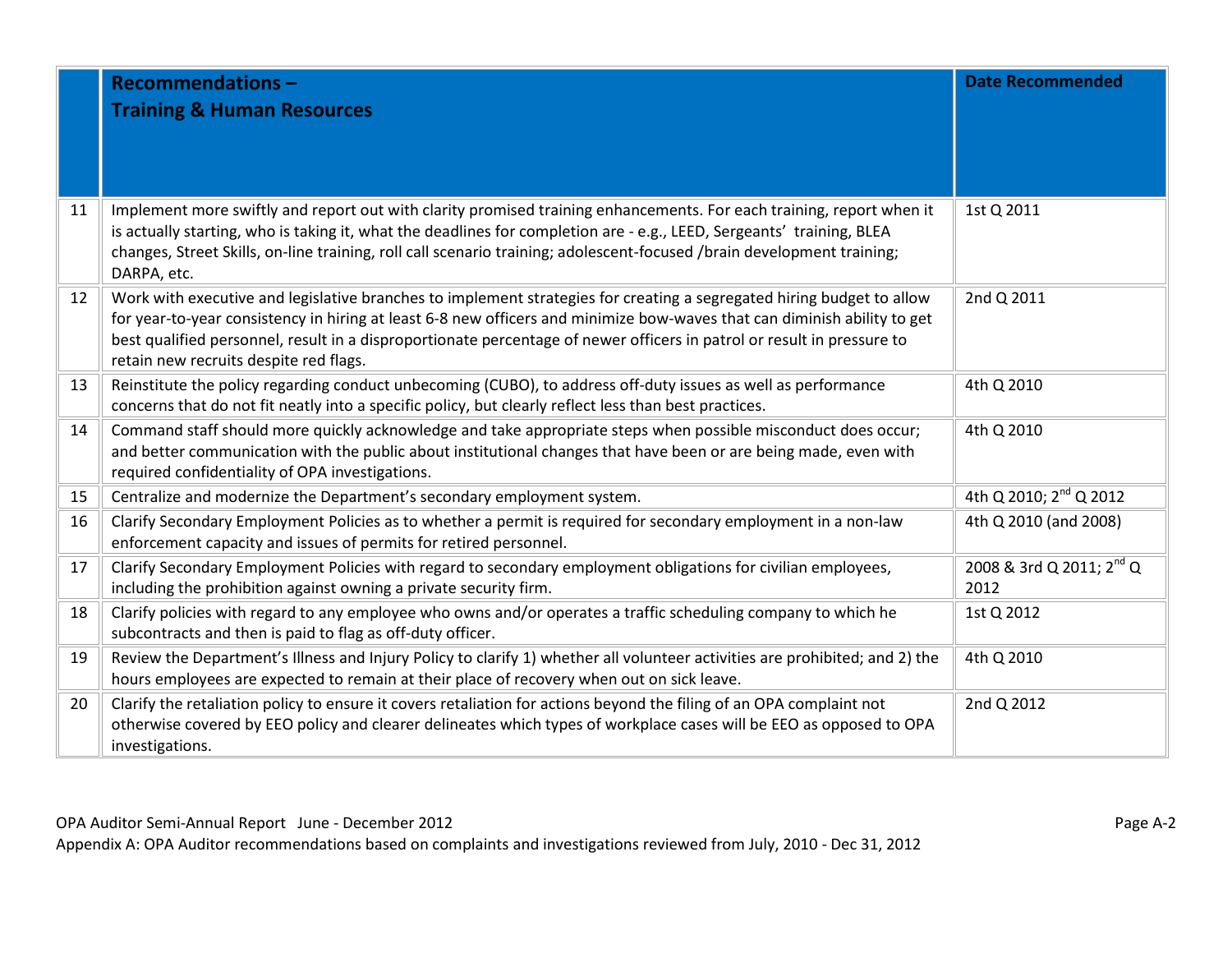| | Recommendations – Training & Human Resources | Date Recommended |
|---|---|---|
| 11 | Implement more swiftly and report out with clarity promised training enhancements. For each training, report when it is actually starting, who is taking it, what the deadlines for completion are - e.g., LEED, Sergeants' training, BLEA changes, Street Skills, on-line training, roll call scenario training; adolescent-focused /brain development training; DARPA, etc. | 1st Q 2011 |
| 12 | Work with executive and legislative branches to implement strategies for creating a segregated hiring budget to allow for year-to-year consistency in hiring at least 6-8 new officers and minimize bow-waves that can diminish ability to get best qualified personnel, result in a disproportionate percentage of newer officers in patrol or result in pressure to retain new recruits despite red flags. | 2nd Q 2011 |
| 13 | Reinstitute the policy regarding conduct unbecoming (CUBO), to address off-duty issues as well as performance concerns that do not fit neatly into a specific policy, but clearly reflect less than best practices. | 4th Q 2010 |
| 14 | Command staff should more quickly acknowledge and take appropriate steps when possible misconduct does occur; and better communication with the public about institutional changes that have been or are being made, even with required confidentiality of OPA investigations. | 4th Q 2010 |
| 15 | Centralize and modernize the Department's secondary employment system. | 4th Q 2010; 2nd Q 2012 |
| 16 | Clarify Secondary Employment Policies as to whether a permit is required for secondary employment in a non-law enforcement capacity and issues of permits for retired personnel. | 4th Q 2010 (and 2008) |
| 17 | Clarify Secondary Employment Policies with regard to secondary employment obligations for civilian employees, including the prohibition against owning a private security firm. | 2008 & 3rd Q 2011; 2nd Q 2012 |
| 18 | Clarify policies with regard to any employee who owns and/or operates a traffic scheduling company to which he subcontracts and then is paid to flag as off-duty officer. | 1st Q 2012 |
| 19 | Review the Department's Illness and Injury Policy to clarify 1) whether all volunteer activities are prohibited; and 2) the hours employees are expected to remain at their place of recovery when out on sick leave. | 4th Q 2010 |
| 20 | Clarify the retaliation policy to ensure it covers retaliation for actions beyond the filing of an OPA complaint not otherwise covered by EEO policy and clearer delineates which types of workplace cases will be EEO as opposed to OPA investigations. | 2nd Q 2012 |

OPA Auditor Semi-Annual Report June - December 2012

Appendix A: OPA Auditor recommendations based on complaints and investigations reviewed from July, 2010 - Dec 31, 2012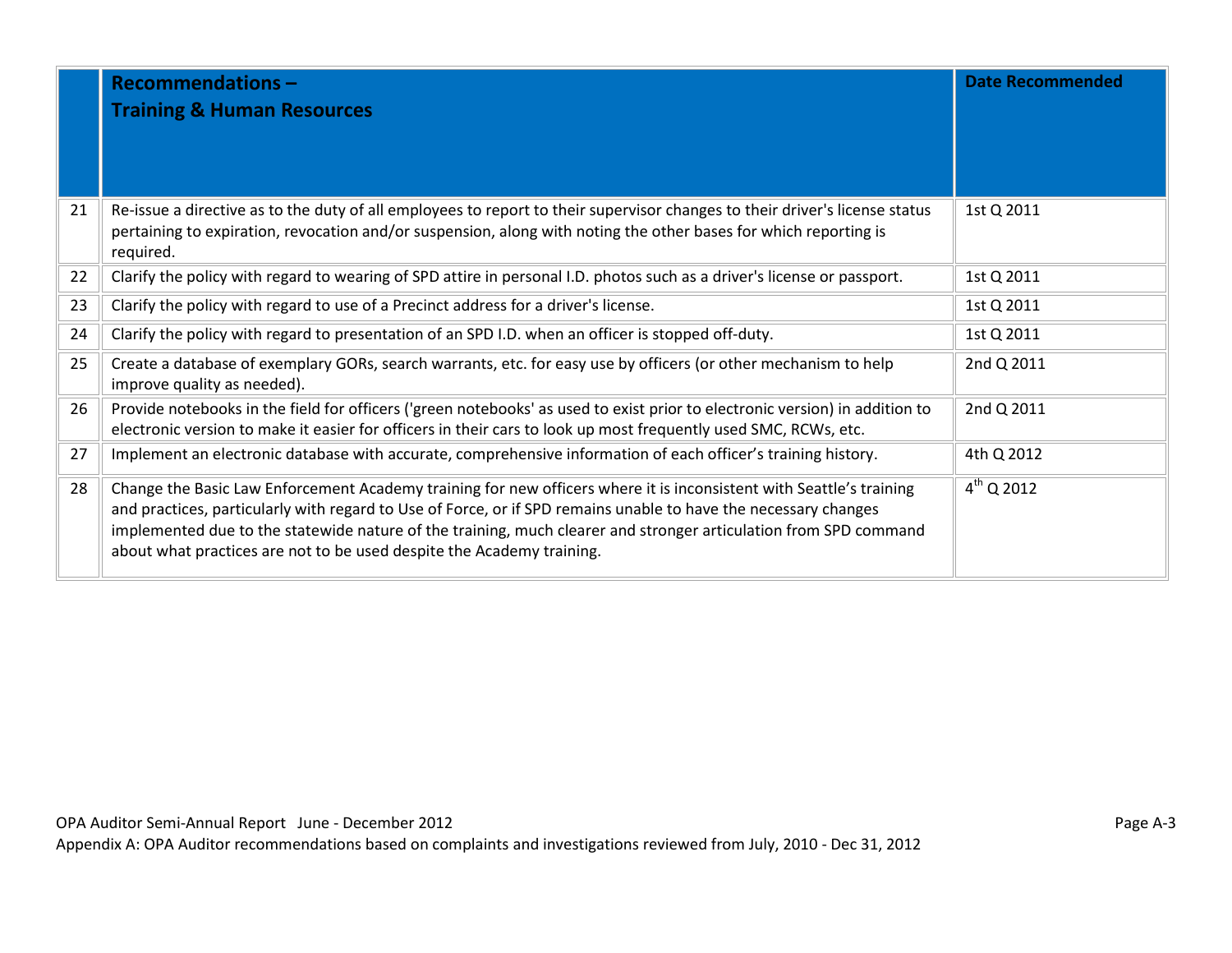| | Recommendations – Training & Human Resources | Date Recommended |
|---|---|---|
| 21 | Re-issue a directive as to the duty of all employees to report to their supervisor changes to their driver's license status pertaining to expiration, revocation and/or suspension, along with noting the other bases for which reporting is required. | 1st Q 2011 |
| 22 | Clarify the policy with regard to wearing of SPD attire in personal I.D. photos such as a driver's license or passport. | 1st Q 2011 |
| 23 | Clarify the policy with regard to use of a Precinct address for a driver's license. | 1st Q 2011 |
| 24 | Clarify the policy with regard to presentation of an SPD I.D. when an officer is stopped off-duty. | 1st Q 2011 |
| 25 | Create a database of exemplary GORs, search warrants, etc. for easy use by officers (or other mechanism to help improve quality as needed). | 2nd Q 2011 |
| 26 | Provide notebooks in the field for officers ('green notebooks' as used to exist prior to electronic version) in addition to electronic version to make it easier for officers in their cars to look up most frequently used SMC, RCWs, etc. | 2nd Q 2011 |
| 27 | Implement an electronic database with accurate, comprehensive information of each officer's training history. | 4th Q 2012 |
| 28 | Change the Basic Law Enforcement Academy training for new officers where it is inconsistent with Seattle's training and practices, particularly with regard to Use of Force, or if SPD remains unable to have the necessary changes implemented due to the statewide nature of the training, much clearer and stronger articulation from SPD command about what practices are not to be used despite the Academy training. | 4th Q 2012 |

OPA Auditor Semi-Annual Report June - December 2012

Appendix A: OPA Auditor recommendations based on complaints and investigations reviewed from July, 2010 - Dec 31, 2012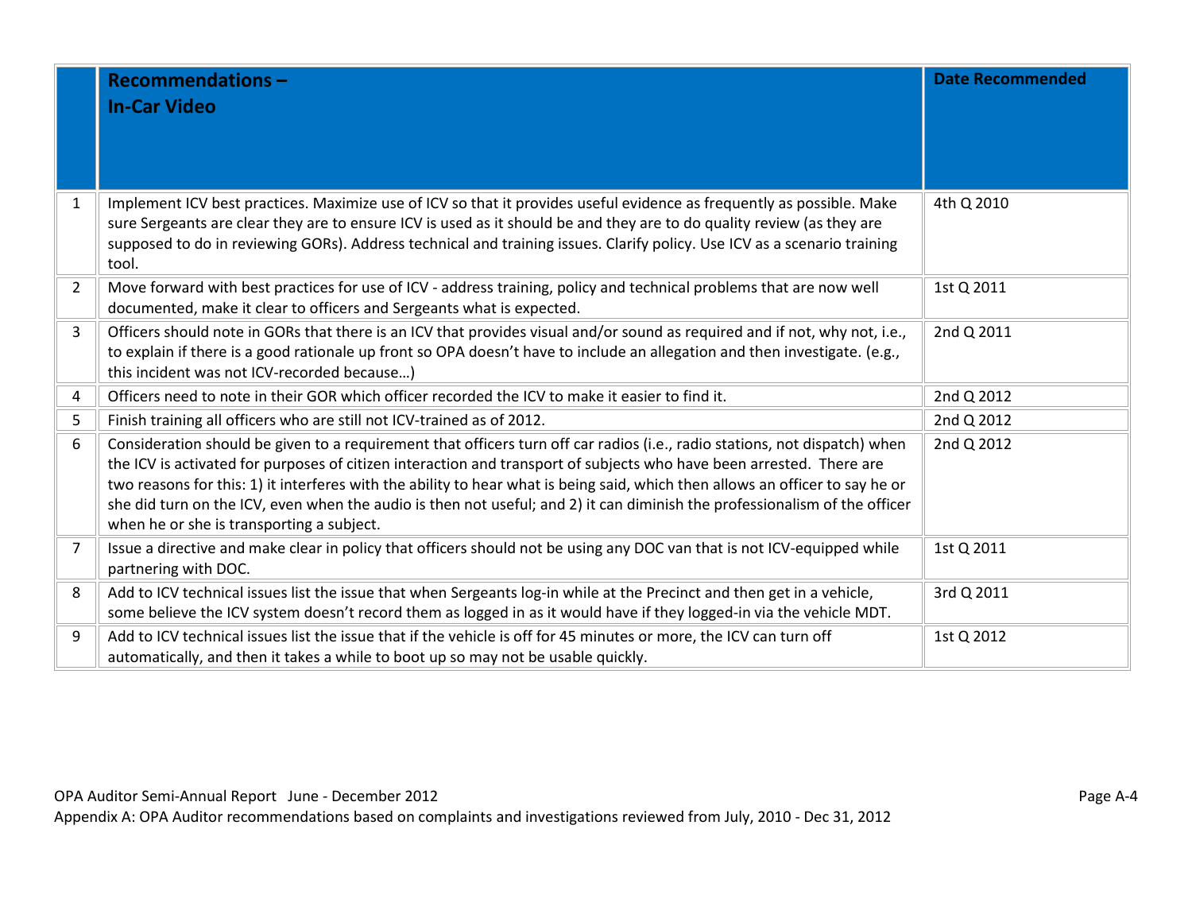| | Recommendations – In-Car Video | Date Recommended |
|---|---|---|
| 1 | Implement ICV best practices. Maximize use of ICV so that it provides useful evidence as frequently as possible. Make sure Sergeants are clear they are to ensure ICV is used as it should be and they are to do quality review (as they are supposed to do in reviewing GORs). Address technical and training issues. Clarify policy. Use ICV as a scenario training tool. | 4th Q 2010 |
| 2 | Move forward with best practices for use of ICV - address training, policy and technical problems that are now well documented, make it clear to officers and Sergeants what is expected. | 1st Q 2011 |
| 3 | Officers should note in GORs that there is an ICV that provides visual and/or sound as required and if not, why not, i.e., to explain if there is a good rationale up front so OPA doesn't have to include an allegation and then investigate. (e.g., this incident was not ICV-recorded because…) | 2nd Q 2011 |
| 4 | Officers need to note in their GOR which officer recorded the ICV to make it easier to find it. | 2nd Q 2012 |
| 5 | Finish training all officers who are still not ICV-trained as of 2012. | 2nd Q 2012 |
| 6 | Consideration should be given to a requirement that officers turn off car radios (i.e., radio stations, not dispatch) when the ICV is activated for purposes of citizen interaction and transport of subjects who have been arrested. There are two reasons for this: 1) it interferes with the ability to hear what is being said, which then allows an officer to say he or she did turn on the ICV, even when the audio is then not useful; and 2) it can diminish the professionalism of the officer when he or she is transporting a subject. | 2nd Q 2012 |
| 7 | Issue a directive and make clear in policy that officers should not be using any DOC van that is not ICV-equipped while partnering with DOC. | 1st Q 2011 |
| 8 | Add to ICV technical issues list the issue that when Sergeants log-in while at the Precinct and then get in a vehicle, some believe the ICV system doesn't record them as logged in as it would have if they logged-in via the vehicle MDT. | 3rd Q 2011 |
| 9 | Add to ICV technical issues list the issue that if the vehicle is off for 45 minutes or more, the ICV can turn off automatically, and then it takes a while to boot up so may not be usable quickly. | 1st Q 2012 |

OPA Auditor Semi-Annual Report June - December 2012

Appendix A: OPA Auditor recommendations based on complaints and investigations reviewed from July, 2010 - Dec 31, 2012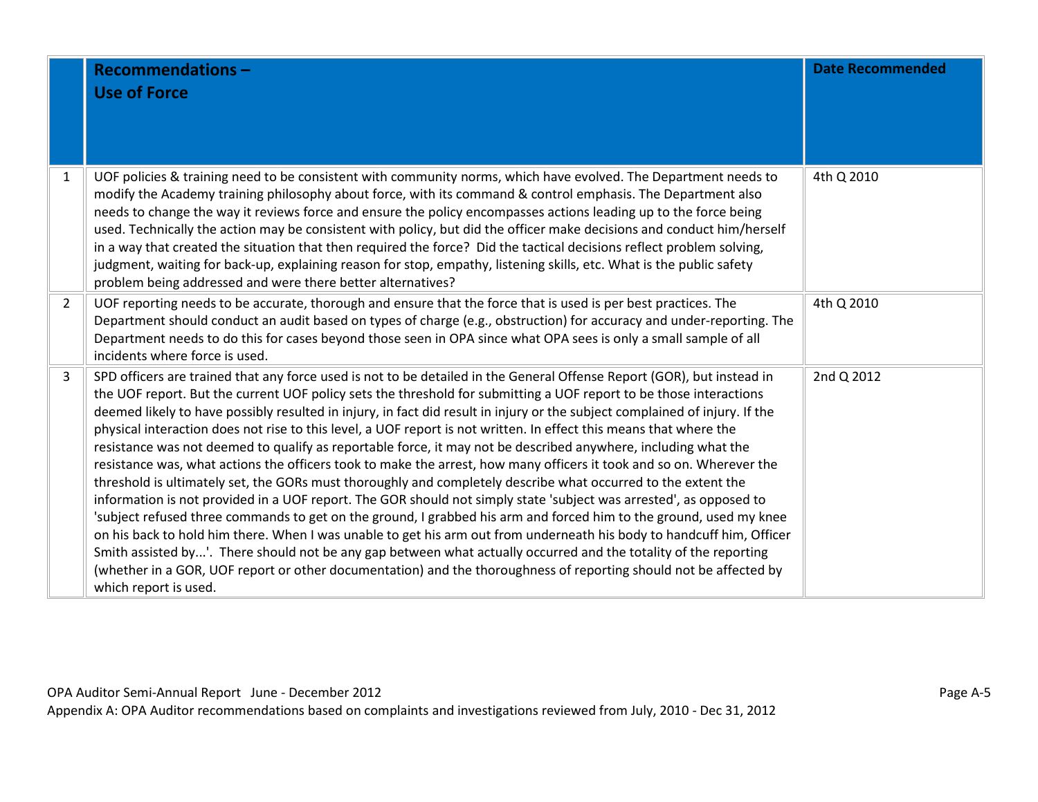| | **Recommendations – Use of Force** | **Date Recommended** |
|---|---|---|
| 1 | UOF policies & training need to be consistent with community norms, which have evolved. The Department needs to modify the Academy training philosophy about force, with its command & control emphasis. The Department also needs to change the way it reviews force and ensure the policy encompasses actions leading up to the force being used. Technically the action may be consistent with policy, but did the officer make decisions and conduct him/herself in a way that created the situation that then required the force? Did the tactical decisions reflect problem solving, judgment, waiting for back-up, explaining reason for stop, empathy, listening skills, etc. What is the public safety problem being addressed and were there better alternatives? | 4th Q 2010 |
| 2 | UOF reporting needs to be accurate, thorough and ensure that the force that is used is per best practices. The Department should conduct an audit based on types of charge (e.g., obstruction) for accuracy and under-reporting. The Department needs to do this for cases beyond those seen in OPA since what OPA sees is only a small sample of all incidents where force is used. | 4th Q 2010 |
| 3 | SPD officers are trained that any force used is not to be detailed in the General Offense Report (GOR), but instead in the UOF report. But the current UOF policy sets the threshold for submitting a UOF report to be those interactions deemed likely to have possibly resulted in injury, in fact did result in injury or the subject complained of injury. If the physical interaction does not rise to this level, a UOF report is not written. In effect this means that where the resistance was not deemed to qualify as reportable force, it may not be described anywhere, including what the resistance was, what actions the officers took to make the arrest, how many officers it took and so on. Wherever the threshold is ultimately set, the GORs must thoroughly and completely describe what occurred to the extent the information is not provided in a UOF report. The GOR should not simply state 'subject was arrested', as opposed to 'subject refused three commands to get on the ground, I grabbed his arm and forced him to the ground, used my knee on his back to hold him there. When I was unable to get his arm out from underneath his body to handcuff him, Officer Smith assisted by...'. There should not be any gap between what actually occurred and the totality of the reporting (whether in a GOR, UOF report or other documentation) and the thoroughness of reporting should not be affected by which report is used. | 2nd Q 2012 |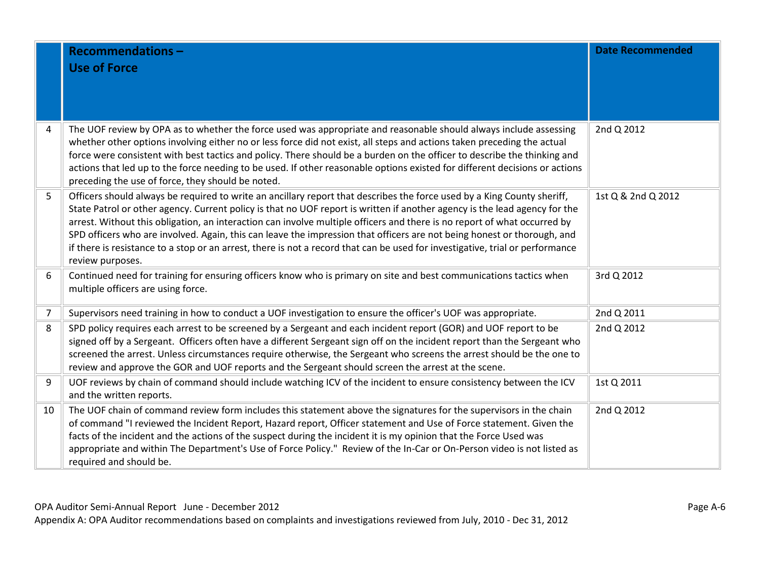| | Recommendations – Use of Force | Date Recommended |
|---|---|---|
| 4 | The UOF review by OPA as to whether the force used was appropriate and reasonable should always include assessing whether other options involving either no or less force did not exist, all steps and actions taken preceding the actual force were consistent with best tactics and policy. There should be a burden on the officer to describe the thinking and actions that led up to the force needing to be used. If other reasonable options existed for different decisions or actions preceding the use of force, they should be noted. | 2nd Q 2012 |
| 5 | Officers should always be required to write an ancillary report that describes the force used by a King County sheriff, State Patrol or other agency. Current policy is that no UOF report is written if another agency is the lead agency for the arrest. Without this obligation, an interaction can involve multiple officers and there is no report of what occurred by SPD officers who are involved. Again, this can leave the impression that officers are not being honest or thorough, and if there is resistance to a stop or an arrest, there is not a record that can be used for investigative, trial or performance review purposes. | 1st Q & 2nd Q 2012 |
| 6 | Continued need for training for ensuring officers know who is primary on site and best communications tactics when multiple officers are using force. | 3rd Q 2012 |
| 7 | Supervisors need training in how to conduct a UOF investigation to ensure the officer's UOF was appropriate. | 2nd Q 2011 |
| 8 | SPD policy requires each arrest to be screened by a Sergeant and each incident report (GOR) and UOF report to be signed off by a Sergeant. Officers often have a different Sergeant sign off on the incident report than the Sergeant who screened the arrest. Unless circumstances require otherwise, the Sergeant who screens the arrest should be the one to review and approve the GOR and UOF reports and the Sergeant should screen the arrest at the scene. | 2nd Q 2012 |
| 9 | UOF reviews by chain of command should include watching ICV of the incident to ensure consistency between the ICV and the written reports. | 1st Q 2011 |
| 10 | The UOF chain of command review form includes this statement above the signatures for the supervisors in the chain of command "I reviewed the Incident Report, Hazard report, Officer statement and Use of Force statement. Given the facts of the incident and the actions of the suspect during the incident it is my opinion that the Force Used was appropriate and within The Department's Use of Force Policy." Review of the In-Car or On-Person video is not listed as required and should be. | 2nd Q 2012 |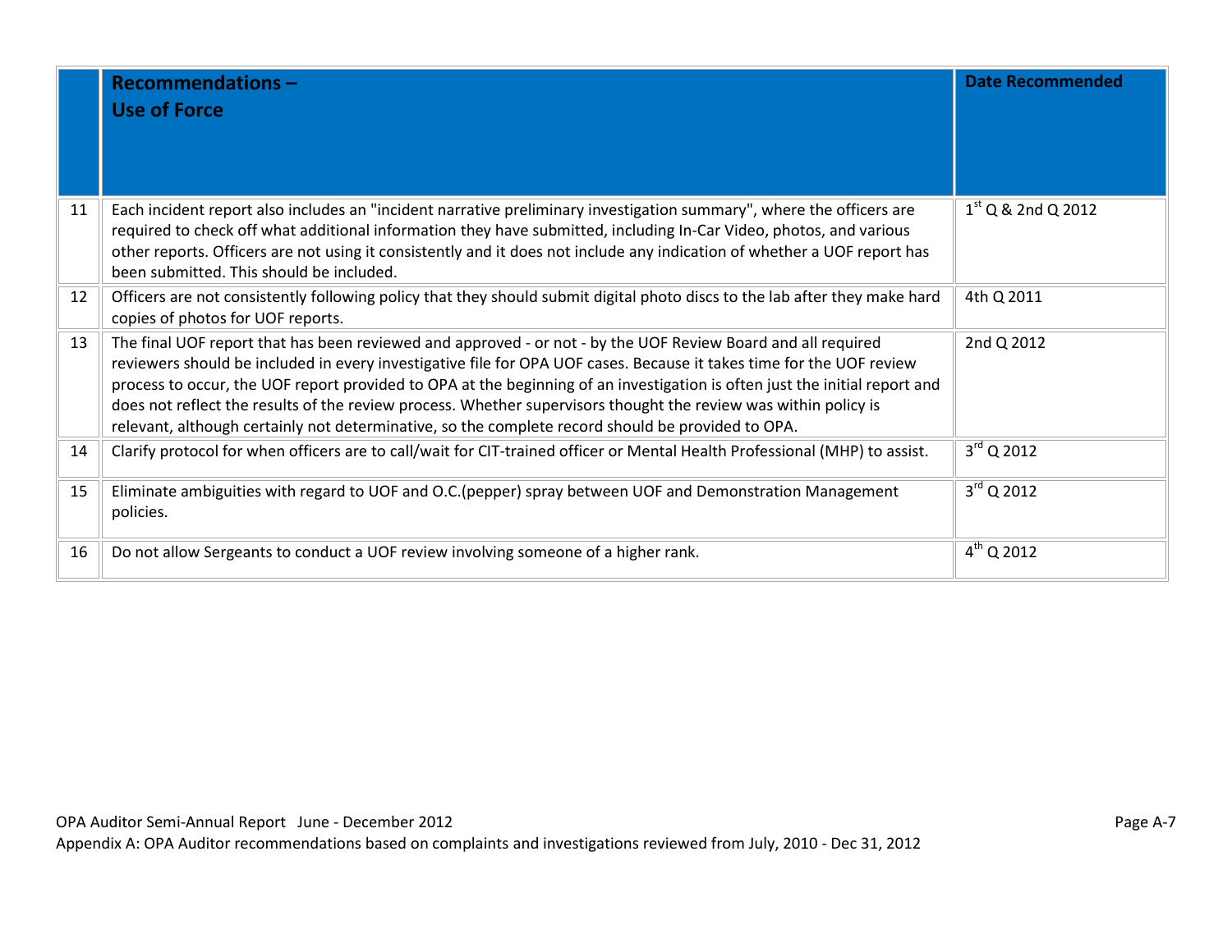| | Recommendations – Use of Force | Date Recommended |
|---|---|---|
| 11 | Each incident report also includes an "incident narrative preliminary investigation summary", where the officers are required to check off what additional information they have submitted, including In-Car Video, photos, and various other reports. Officers are not using it consistently and it does not include any indication of whether a UOF report has been submitted. This should be included. | 1st Q & 2nd Q 2012 |
| 12 | Officers are not consistently following policy that they should submit digital photo discs to the lab after they make hard copies of photos for UOF reports. | 4th Q 2011 |
| 13 | The final UOF report that has been reviewed and approved - or not - by the UOF Review Board and all required reviewers should be included in every investigative file for OPA UOF cases. Because it takes time for the UOF review process to occur, the UOF report provided to OPA at the beginning of an investigation is often just the initial report and does not reflect the results of the review process. Whether supervisors thought the review was within policy is relevant, although certainly not determinative, so the complete record should be provided to OPA. | 2nd Q 2012 |
| 14 | Clarify protocol for when officers are to call/wait for CIT-trained officer or Mental Health Professional (MHP) to assist. | 3rd Q 2012 |
| 15 | Eliminate ambiguities with regard to UOF and O.C.(pepper) spray between UOF and Demonstration Management policies. | 3rd Q 2012 |
| 16 | Do not allow Sergeants to conduct a UOF review involving someone of a higher rank. | 4th Q 2012 |

OPA Auditor Semi-Annual Report June - December 2012

Appendix A: OPA Auditor recommendations based on complaints and investigations reviewed from July, 2010 - Dec 31, 2012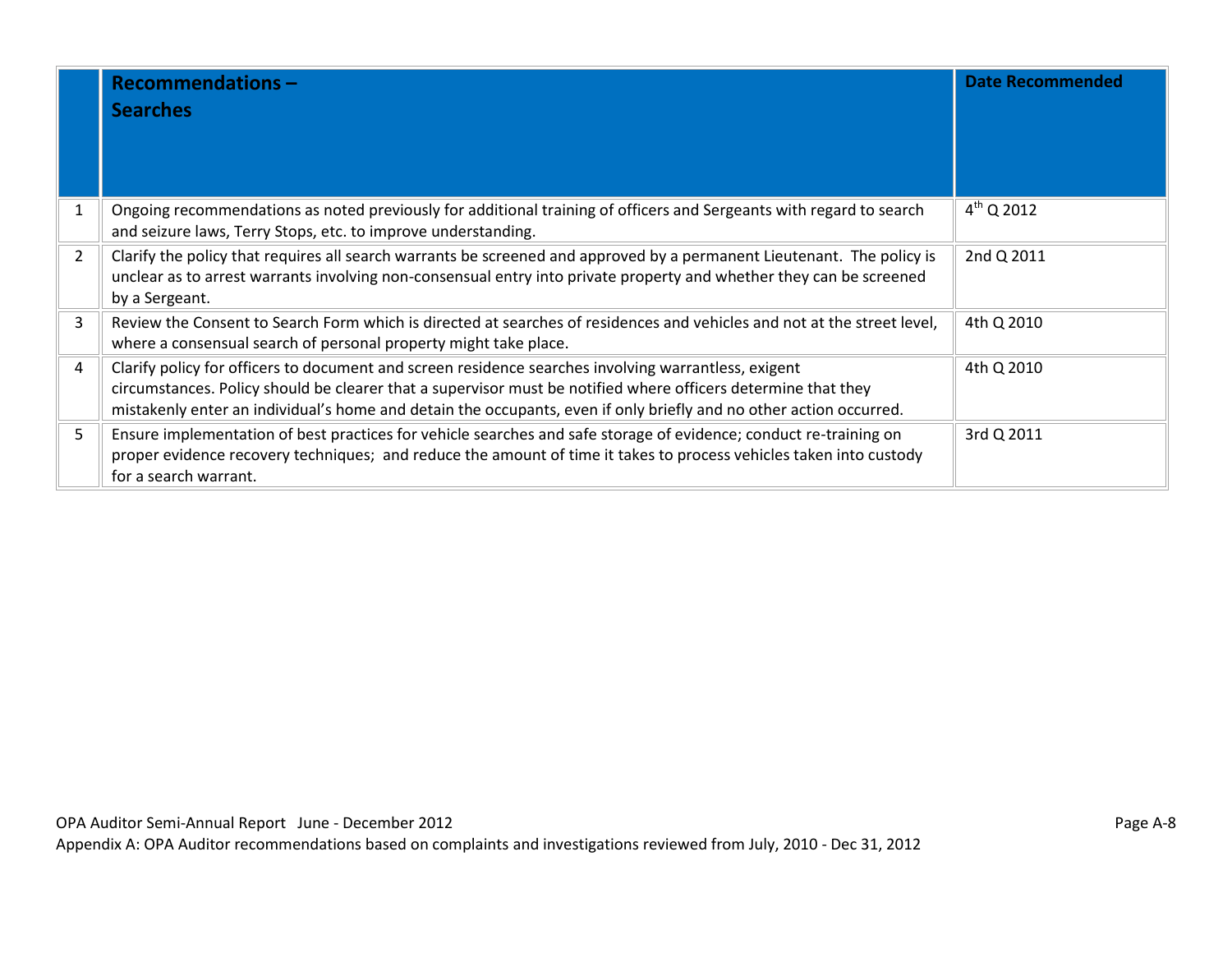|  | **Recommendations – Searches** | **Date Recommended** |
|---|---|---|
| 1 | Ongoing recommendations as noted previously for additional training of officers and Sergeants with regard to search and seizure laws, Terry Stops, etc. to improve understanding. | 4th Q 2012 |
| 2 | Clarify the policy that requires all search warrants be screened and approved by a permanent Lieutenant. The policy is unclear as to arrest warrants involving non-consensual entry into private property and whether they can be screened by a Sergeant. | 2nd Q 2011 |
| 3 | Review the Consent to Search Form which is directed at searches of residences and vehicles and not at the street level, where a consensual search of personal property might take place. | 4th Q 2010 |
| 4 | Clarify policy for officers to document and screen residence searches involving warrantless, exigent circumstances. Policy should be clearer that a supervisor must be notified where officers determine that they mistakenly enter an individual's home and detain the occupants, even if only briefly and no other action occurred. | 4th Q 2010 |
| 5 | Ensure implementation of best practices for vehicle searches and safe storage of evidence; conduct re-training on proper evidence recovery techniques; and reduce the amount of time it takes to process vehicles taken into custody for a search warrant. | 3rd Q 2011 |

Appendix A: OPA Auditor recommendations based on complaints and investigations reviewed from July, 2010 - Dec 31, 2012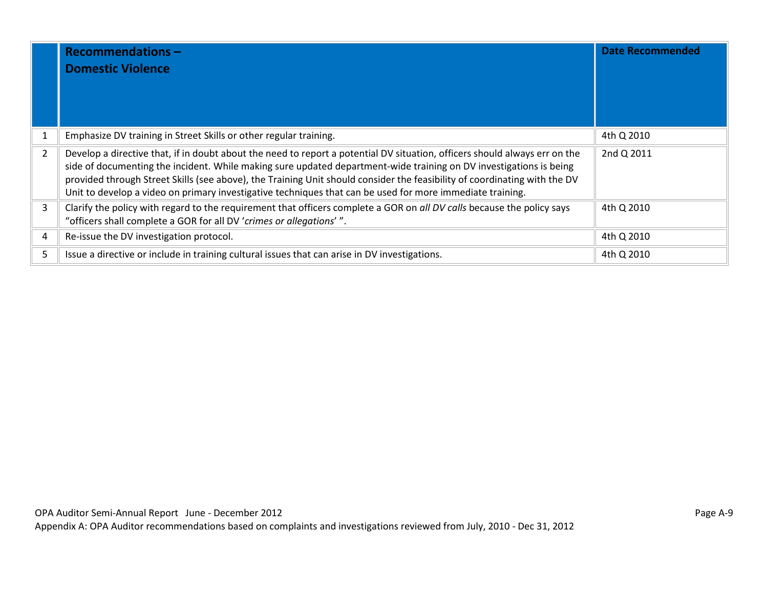| | **Recommendations – Domestic Violence** | **Date Recommended** |
|---|---|---|
| 1 | Emphasize DV training in Street Skills or other regular training. | 4th Q 2010 |
| 2 | Develop a directive that, if in doubt about the need to report a potential DV situation, officers should always err on the side of documenting the incident. While making sure updated department-wide training on DV investigations is being provided through Street Skills (see above), the Training Unit should consider the feasibility of coordinating with the DV Unit to develop a video on primary investigative techniques that can be used for more immediate training. | 2nd Q 2011 |
| 3 | Clarify the policy with regard to the requirement that officers complete a GOR on *all DV calls* because the policy says "officers shall complete a GOR for all DV '*crimes or allegations*' ". | 4th Q 2010 |
| 4 | Re-issue the DV investigation protocol. | 4th Q 2010 |
| 5 | Issue a directive or include in training cultural issues that can arise in DV investigations. | 4th Q 2010 |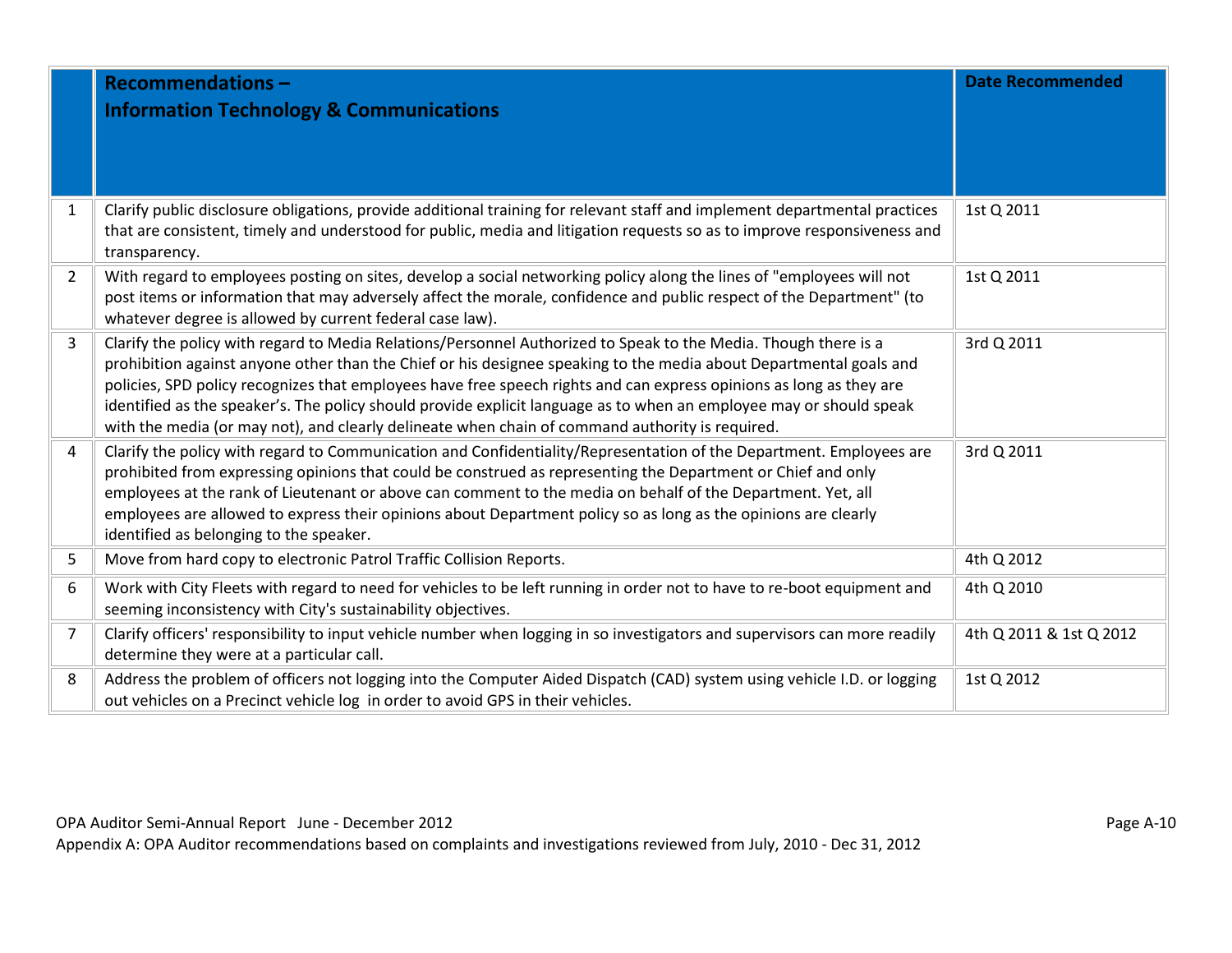| | Recommendations – Information Technology & Communications | Date Recommended |
|---|---|---|
| 1 | Clarify public disclosure obligations, provide additional training for relevant staff and implement departmental practices that are consistent, timely and understood for public, media and litigation requests so as to improve responsiveness and transparency. | 1st Q 2011 |
| 2 | With regard to employees posting on sites, develop a social networking policy along the lines of "employees will not post items or information that may adversely affect the morale, confidence and public respect of the Department" (to whatever degree is allowed by current federal case law). | 1st Q 2011 |
| 3 | Clarify the policy with regard to Media Relations/Personnel Authorized to Speak to the Media. Though there is a prohibition against anyone other than the Chief or his designee speaking to the media about Departmental goals and policies, SPD policy recognizes that employees have free speech rights and can express opinions as long as they are identified as the speaker's. The policy should provide explicit language as to when an employee may or should speak with the media (or may not), and clearly delineate when chain of command authority is required. | 3rd Q 2011 |
| 4 | Clarify the policy with regard to Communication and Confidentiality/Representation of the Department. Employees are prohibited from expressing opinions that could be construed as representing the Department or Chief and only employees at the rank of Lieutenant or above can comment to the media on behalf of the Department. Yet, all employees are allowed to express their opinions about Department policy so as long as the opinions are clearly identified as belonging to the speaker. | 3rd Q 2011 |
| 5 | Move from hard copy to electronic Patrol Traffic Collision Reports. | 4th Q 2012 |
| 6 | Work with City Fleets with regard to need for vehicles to be left running in order not to have to re-boot equipment and seeming inconsistency with City's sustainability objectives. | 4th Q 2010 |
| 7 | Clarify officers' responsibility to input vehicle number when logging in so investigators and supervisors can more readily determine they were at a particular call. | 4th Q 2011 & 1st Q 2012 |
| 8 | Address the problem of officers not logging into the Computer Aided Dispatch (CAD) system using vehicle I.D. or logging out vehicles on a Precinct vehicle log in order to avoid GPS in their vehicles. | 1st Q 2012 |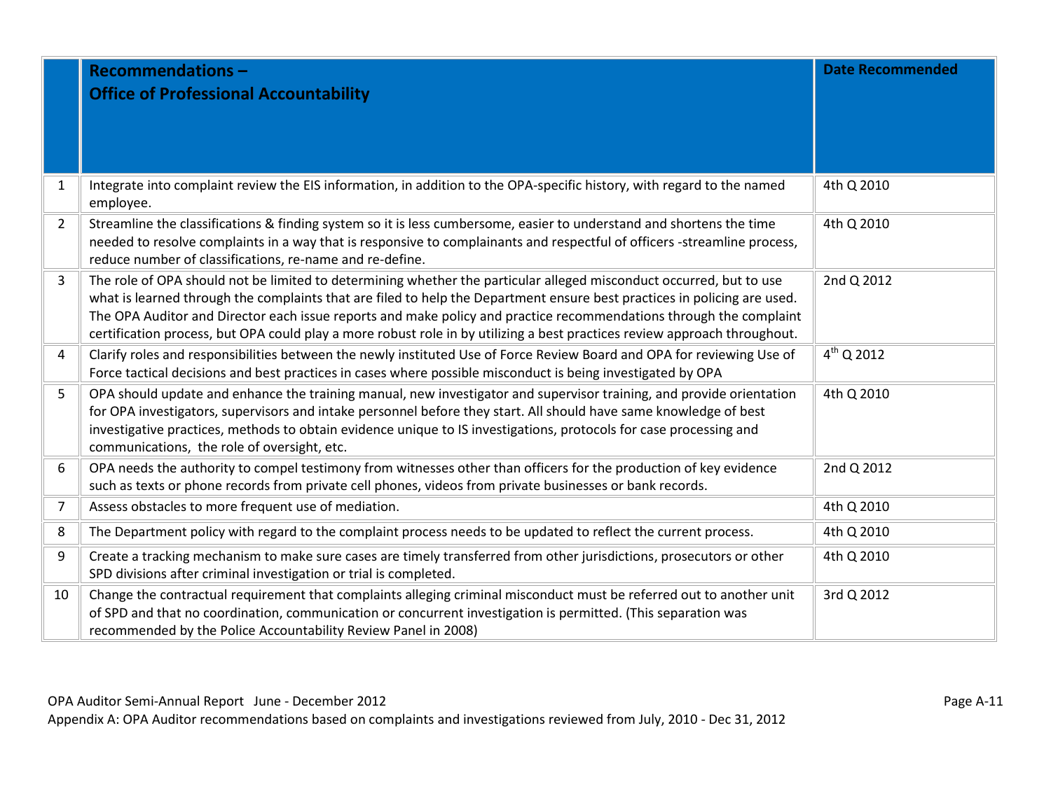| | **Recommendations – Office of Professional Accountability** | **Date Recommended** |
|---|---|---|
| 1 | Integrate into complaint review the EIS information, in addition to the OPA-specific history, with regard to the named employee. | 4th Q 2010 |
| 2 | Streamline the classifications & finding system so it is less cumbersome, easier to understand and shortens the time needed to resolve complaints in a way that is responsive to complainants and respectful of officers -streamline process, reduce number of classifications, re-name and re-define. | 4th Q 2010 |
| 3 | The role of OPA should not be limited to determining whether the particular alleged misconduct occurred, but to use what is learned through the complaints that are filed to help the Department ensure best practices in policing are used. The OPA Auditor and Director each issue reports and make policy and practice recommendations through the complaint certification process, but OPA could play a more robust role in by utilizing a best practices review approach throughout. | 2nd Q 2012 |
| 4 | Clarify roles and responsibilities between the newly instituted Use of Force Review Board and OPA for reviewing Use of Force tactical decisions and best practices in cases where possible misconduct is being investigated by OPA | 4th Q 2012 |
| 5 | OPA should update and enhance the training manual, new investigator and supervisor training, and provide orientation for OPA investigators, supervisors and intake personnel before they start. All should have same knowledge of best investigative practices, methods to obtain evidence unique to IS investigations, protocols for case processing and communications, the role of oversight, etc. | 4th Q 2010 |
| 6 | OPA needs the authority to compel testimony from witnesses other than officers for the production of key evidence such as texts or phone records from private cell phones, videos from private businesses or bank records. | 2nd Q 2012 |
| 7 | Assess obstacles to more frequent use of mediation. | 4th Q 2010 |
| 8 | The Department policy with regard to the complaint process needs to be updated to reflect the current process. | 4th Q 2010 |
| 9 | Create a tracking mechanism to make sure cases are timely transferred from other jurisdictions, prosecutors or other SPD divisions after criminal investigation or trial is completed. | 4th Q 2010 |
| 10 | Change the contractual requirement that complaints alleging criminal misconduct must be referred out to another unit of SPD and that no coordination, communication or concurrent investigation is permitted. (This separation was recommended by the Police Accountability Review Panel in 2008) | 3rd Q 2012 |

Appendix A: OPA Auditor recommendations based on complaints and investigations reviewed from July, 2010 - Dec 31, 2012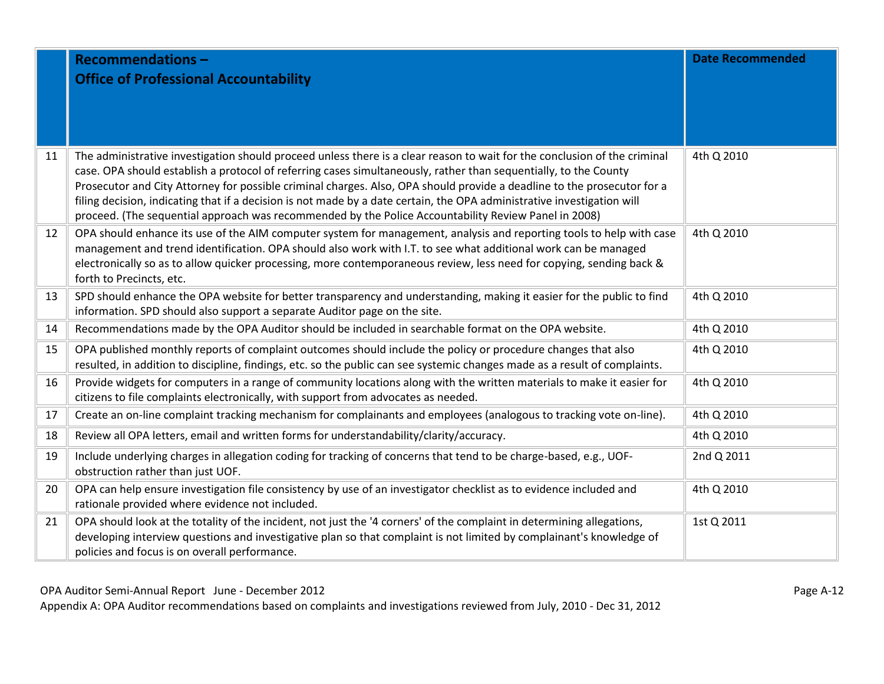| | Recommendations – Office of Professional Accountability | Date Recommended |
|---|---|---|
| 11 | The administrative investigation should proceed unless there is a clear reason to wait for the conclusion of the criminal case. OPA should establish a protocol of referring cases simultaneously, rather than sequentially, to the County Prosecutor and City Attorney for possible criminal charges. Also, OPA should provide a deadline to the prosecutor for a filing decision, indicating that if a decision is not made by a date certain, the OPA administrative investigation will proceed. (The sequential approach was recommended by the Police Accountability Review Panel in 2008) | 4th Q 2010 |
| 12 | OPA should enhance its use of the AIM computer system for management, analysis and reporting tools to help with case management and trend identification. OPA should also work with I.T. to see what additional work can be managed electronically so as to allow quicker processing, more contemporaneous review, less need for copying, sending back & forth to Precincts, etc. | 4th Q 2010 |
| 13 | SPD should enhance the OPA website for better transparency and understanding, making it easier for the public to find information. SPD should also support a separate Auditor page on the site. | 4th Q 2010 |
| 14 | Recommendations made by the OPA Auditor should be included in searchable format on the OPA website. | 4th Q 2010 |
| 15 | OPA published monthly reports of complaint outcomes should include the policy or procedure changes that also resulted, in addition to discipline, findings, etc. so the public can see systemic changes made as a result of complaints. | 4th Q 2010 |
| 16 | Provide widgets for computers in a range of community locations along with the written materials to make it easier for citizens to file complaints electronically, with support from advocates as needed. | 4th Q 2010 |
| 17 | Create an on-line complaint tracking mechanism for complainants and employees (analogous to tracking vote on-line). | 4th Q 2010 |
| 18 | Review all OPA letters, email and written forms for understandability/clarity/accuracy. | 4th Q 2010 |
| 19 | Include underlying charges in allegation coding for tracking of concerns that tend to be charge-based, e.g., UOF-obstruction rather than just UOF. | 2nd Q 2011 |
| 20 | OPA can help ensure investigation file consistency by use of an investigator checklist as to evidence included and rationale provided where evidence not included. | 4th Q 2010 |
| 21 | OPA should look at the totality of the incident, not just the '4 corners' of the complaint in determining allegations, developing interview questions and investigative plan so that complaint is not limited by complainant's knowledge of policies and focus is on overall performance. | 1st Q 2011 |

OPA Auditor Semi-Annual Report June - December 2012

Appendix A: OPA Auditor recommendations based on complaints and investigations reviewed from July, 2010 - Dec 31, 2012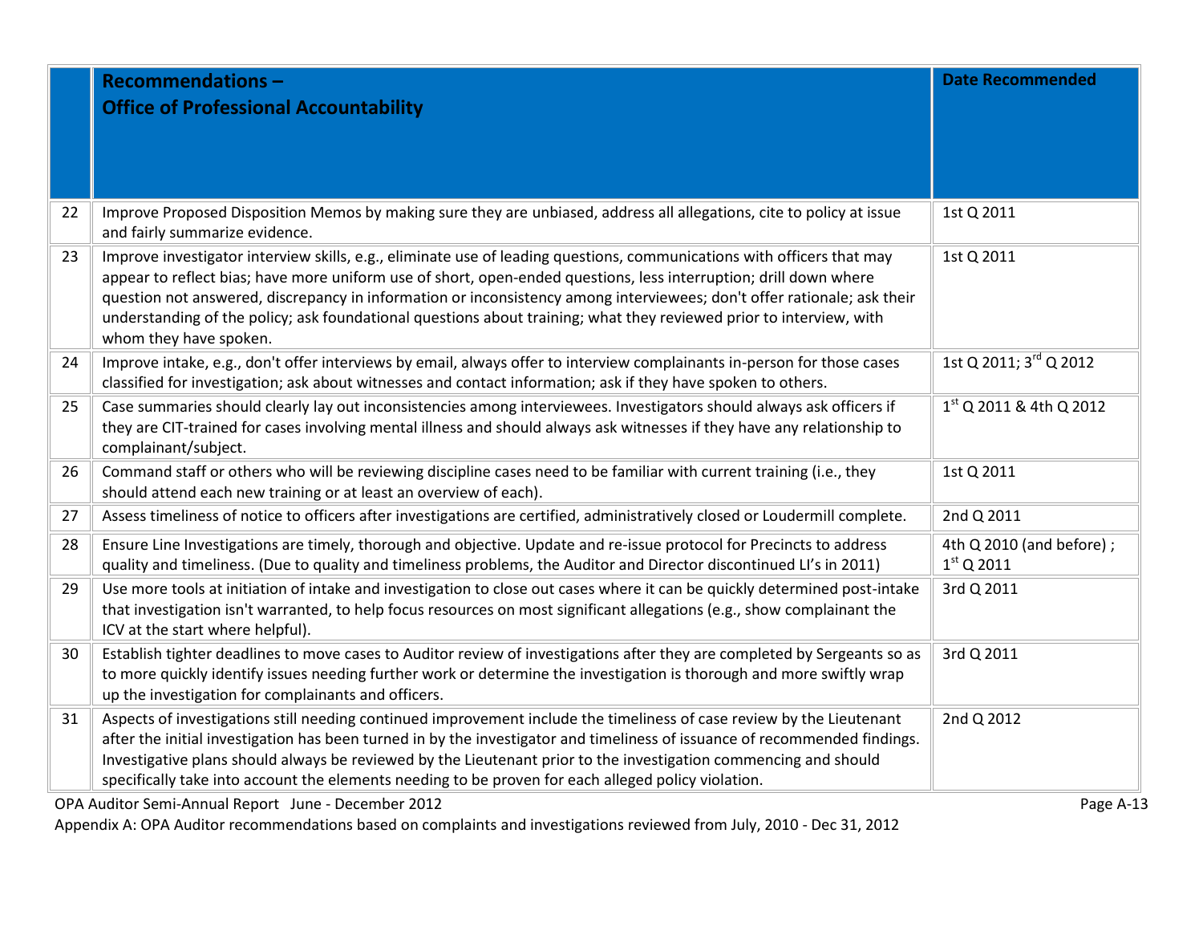| | Recommendations – Office of Professional Accountability | Date Recommended |
|---|---|---|
| 22 | Improve Proposed Disposition Memos by making sure they are unbiased, address all allegations, cite to policy at issue and fairly summarize evidence. | 1st Q 2011 |
| 23 | Improve investigator interview skills, e.g., eliminate use of leading questions, communications with officers that may appear to reflect bias; have more uniform use of short, open-ended questions, less interruption; drill down where question not answered, discrepancy in information or inconsistency among interviewees; don't offer rationale; ask their understanding of the policy; ask foundational questions about training; what they reviewed prior to interview, with whom they have spoken. | 1st Q 2011 |
| 24 | Improve intake, e.g., don't offer interviews by email, always offer to interview complainants in-person for those cases classified for investigation; ask about witnesses and contact information; ask if they have spoken to others. | 1st Q 2011; 3rd Q 2012 |
| 25 | Case summaries should clearly lay out inconsistencies among interviewees. Investigators should always ask officers if they are CIT-trained for cases involving mental illness and should always ask witnesses if they have any relationship to complainant/subject. | 1st Q 2011 & 4th Q 2012 |
| 26 | Command staff or others who will be reviewing discipline cases need to be familiar with current training (i.e., they should attend each new training or at least an overview of each). | 1st Q 2011 |
| 27 | Assess timeliness of notice to officers after investigations are certified, administratively closed or Loudermill complete. | 2nd Q 2011 |
| 28 | Ensure Line Investigations are timely, thorough and objective. Update and re-issue protocol for Precincts to address quality and timeliness. (Due to quality and timeliness problems, the Auditor and Director discontinued LI's in 2011) | 4th Q 2010 (and before) ; 1st Q 2011 |
| 29 | Use more tools at initiation of intake and investigation to close out cases where it can be quickly determined post-intake that investigation isn't warranted, to help focus resources on most significant allegations (e.g., show complainant the ICV at the start where helpful). | 3rd Q 2011 |
| 30 | Establish tighter deadlines to move cases to Auditor review of investigations after they are completed by Sergeants so as to more quickly identify issues needing further work or determine the investigation is thorough and more swiftly wrap up the investigation for complainants and officers. | 3rd Q 2011 |
| 31 | Aspects of investigations still needing continued improvement include the timeliness of case review by the Lieutenant after the initial investigation has been turned in by the investigator and timeliness of issuance of recommended findings. Investigative plans should always be reviewed by the Lieutenant prior to the investigation commencing and should specifically take into account the elements needing to be proven for each alleged policy violation. | 2nd Q 2012 |

Appendix A: OPA Auditor recommendations based on complaints and investigations reviewed from July, 2010 - Dec 31, 2012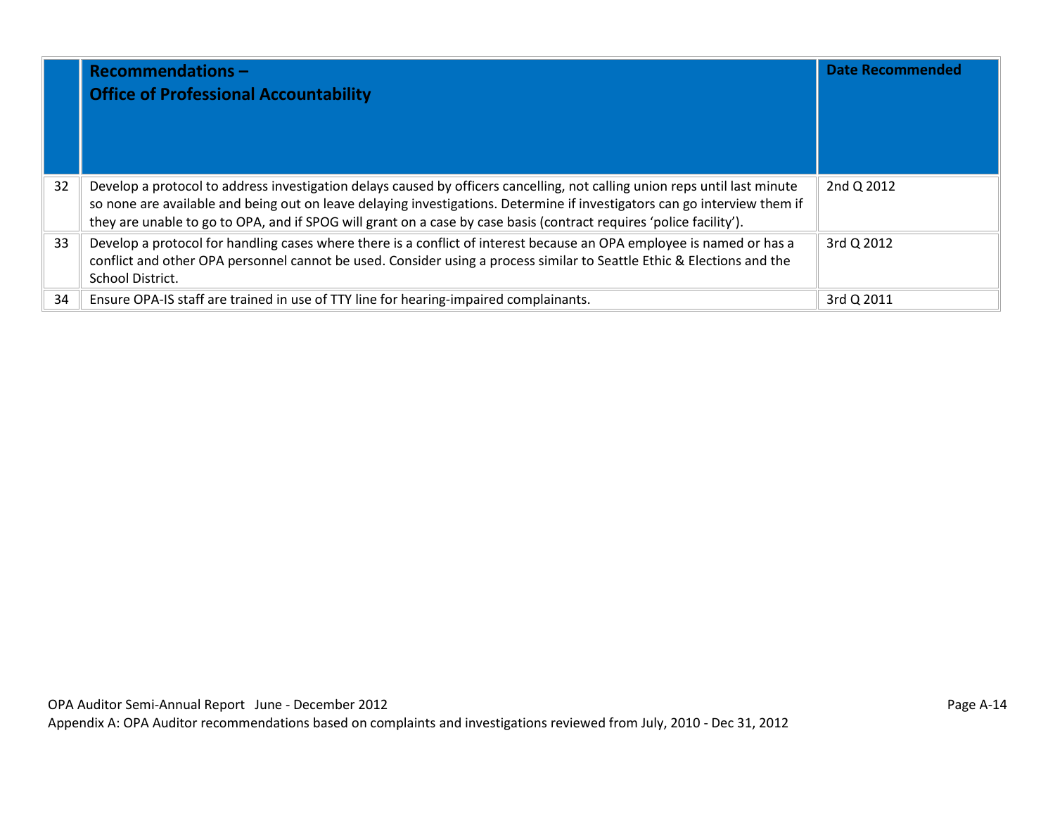| | Recommendations – Office of Professional Accountability | Date Recommended |
|---|---|---|
| 32 | Develop a protocol to address investigation delays caused by officers cancelling, not calling union reps until last minute so none are available and being out on leave delaying investigations. Determine if investigators can go interview them if they are unable to go to OPA, and if SPOG will grant on a case by case basis (contract requires 'police facility'). | 2nd Q 2012 |
| 33 | Develop a protocol for handling cases where there is a conflict of interest because an OPA employee is named or has a conflict and other OPA personnel cannot be used. Consider using a process similar to Seattle Ethic & Elections and the School District. | 3rd Q 2012 |
| 34 | Ensure OPA-IS staff are trained in use of TTY line for hearing-impaired complainants. | 3rd Q 2011 |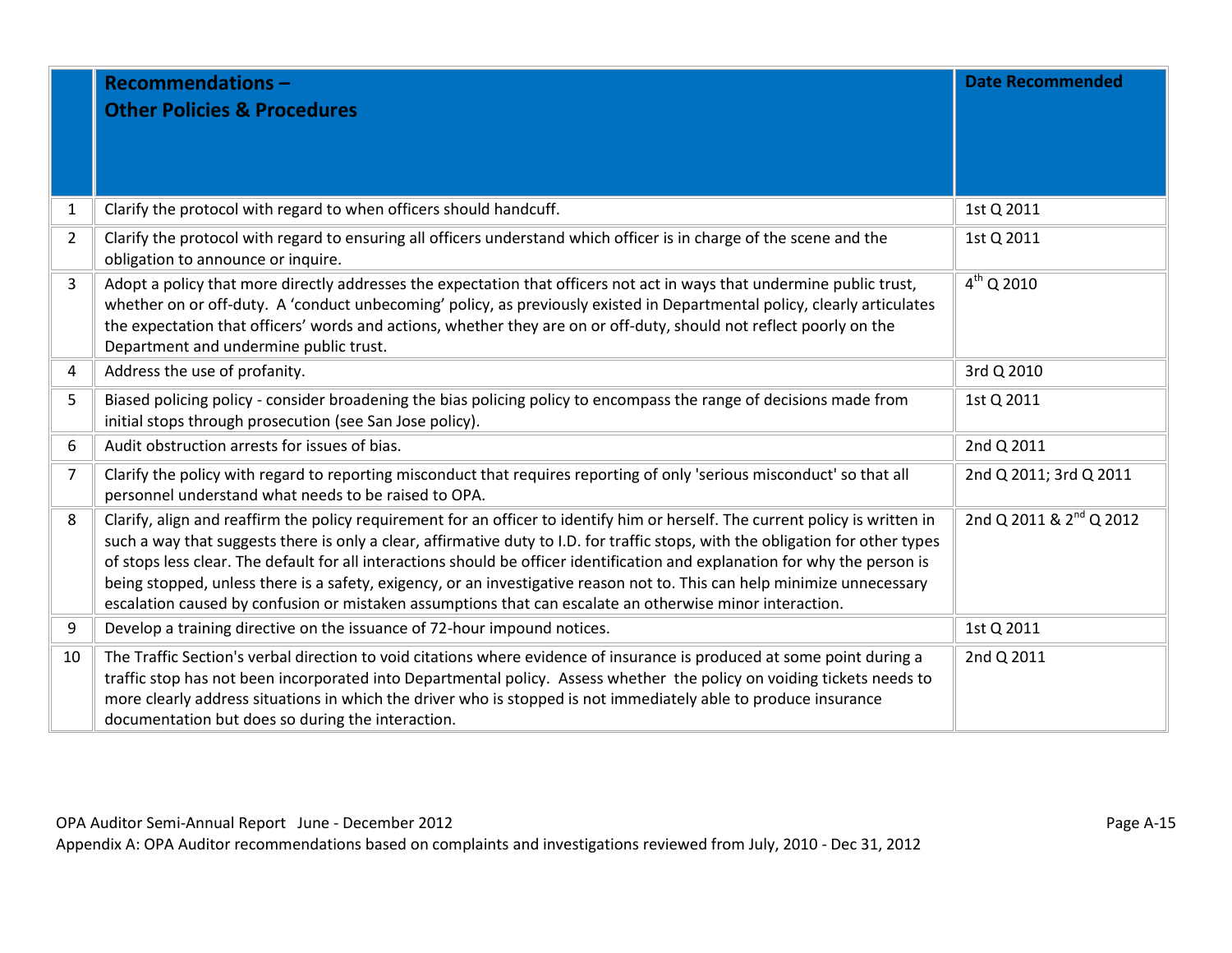| | **Recommendations – Other Policies & Procedures** | **Date Recommended** |
|---|---|---|
| 1 | Clarify the protocol with regard to when officers should handcuff. | 1st Q 2011 |
| 2 | Clarify the protocol with regard to ensuring all officers understand which officer is in charge of the scene and the obligation to announce or inquire. | 1st Q 2011 |
| 3 | Adopt a policy that more directly addresses the expectation that officers not act in ways that undermine public trust, whether on or off-duty. A 'conduct unbecoming' policy, as previously existed in Departmental policy, clearly articulates the expectation that officers' words and actions, whether they are on or off-duty, should not reflect poorly on the Department and undermine public trust. | 4th Q 2010 |
| 4 | Address the use of profanity. | 3rd Q 2010 |
| 5 | Biased policing policy - consider broadening the bias policing policy to encompass the range of decisions made from initial stops through prosecution (see San Jose policy). | 1st Q 2011 |
| 6 | Audit obstruction arrests for issues of bias. | 2nd Q 2011 |
| 7 | Clarify the policy with regard to reporting misconduct that requires reporting of only 'serious misconduct' so that all personnel understand what needs to be raised to OPA. | 2nd Q 2011; 3rd Q 2011 |
| 8 | Clarify, align and reaffirm the policy requirement for an officer to identify him or herself. The current policy is written in such a way that suggests there is only a clear, affirmative duty to I.D. for traffic stops, with the obligation for other types of stops less clear. The default for all interactions should be officer identification and explanation for why the person is being stopped, unless there is a safety, exigency, or an investigative reason not to. This can help minimize unnecessary escalation caused by confusion or mistaken assumptions that can escalate an otherwise minor interaction. | 2nd Q 2011 & 2nd Q 2012 |
| 9 | Develop a training directive on the issuance of 72-hour impound notices. | 1st Q 2011 |
| 10 | The Traffic Section's verbal direction to void citations where evidence of insurance is produced at some point during a traffic stop has not been incorporated into Departmental policy. Assess whether the policy on voiding tickets needs to more clearly address situations in which the driver who is stopped is not immediately able to produce insurance documentation but does so during the interaction. | 2nd Q 2011 |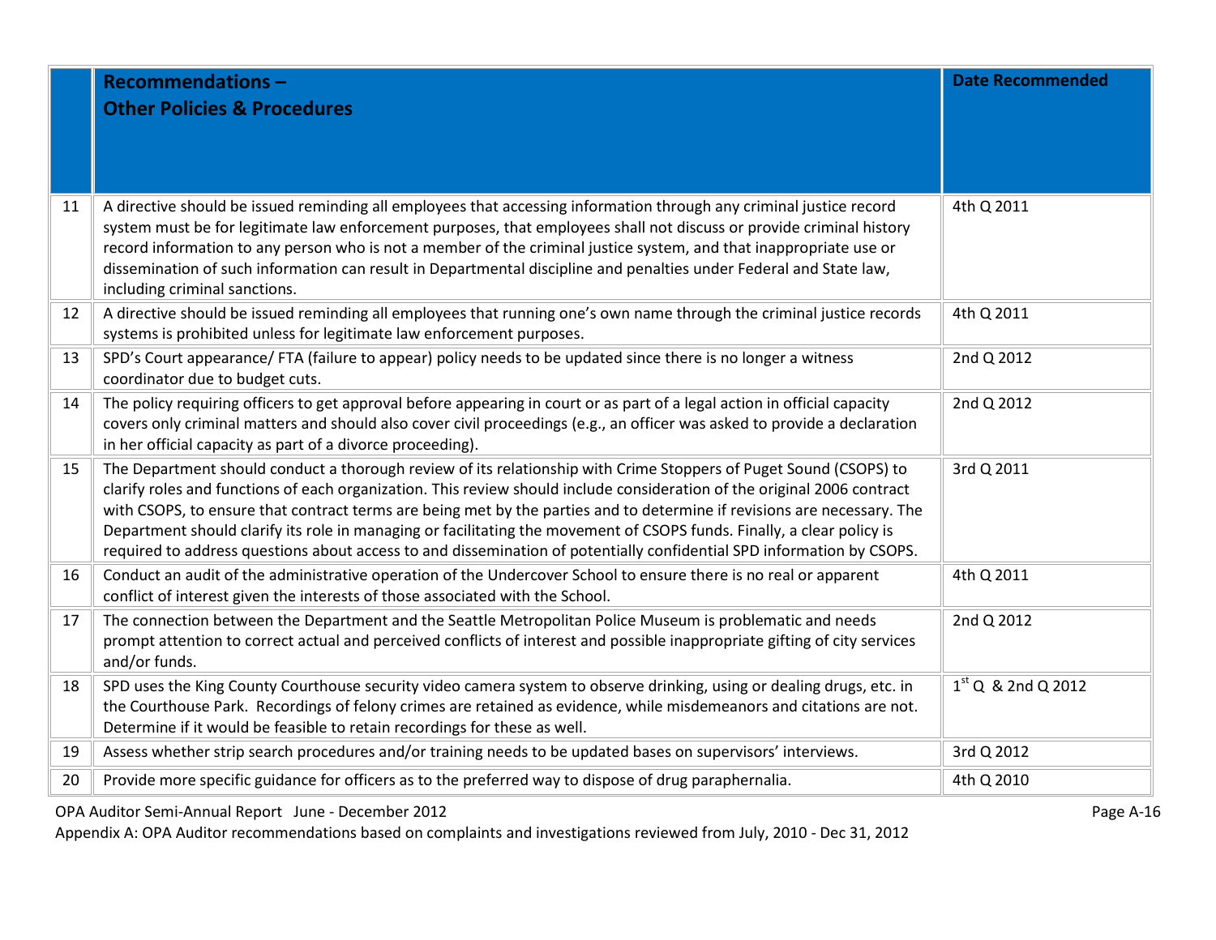| | Recommendations – Other Policies & Procedures | Date Recommended |
|---|---|---|
| 11 | A directive should be issued reminding all employees that accessing information through any criminal justice record system must be for legitimate law enforcement purposes, that employees shall not discuss or provide criminal history record information to any person who is not a member of the criminal justice system, and that inappropriate use or dissemination of such information can result in Departmental discipline and penalties under Federal and State law, including criminal sanctions. | 4th Q 2011 |
| 12 | A directive should be issued reminding all employees that running one's own name through the criminal justice records systems is prohibited unless for legitimate law enforcement purposes. | 4th Q 2011 |
| 13 | SPD's Court appearance/ FTA (failure to appear) policy needs to be updated since there is no longer a witness coordinator due to budget cuts. | 2nd Q 2012 |
| 14 | The policy requiring officers to get approval before appearing in court or as part of a legal action in official capacity covers only criminal matters and should also cover civil proceedings (e.g., an officer was asked to provide a declaration in her official capacity as part of a divorce proceeding). | 2nd Q 2012 |
| 15 | The Department should conduct a thorough review of its relationship with Crime Stoppers of Puget Sound (CSOPS) to clarify roles and functions of each organization. This review should include consideration of the original 2006 contract with CSOPS, to ensure that contract terms are being met by the parties and to determine if revisions are necessary. The Department should clarify its role in managing or facilitating the movement of CSOPS funds. Finally, a clear policy is required to address questions about access to and dissemination of potentially confidential SPD information by CSOPS. | 3rd Q 2011 |
| 16 | Conduct an audit of the administrative operation of the Undercover School to ensure there is no real or apparent conflict of interest given the interests of those associated with the School. | 4th Q 2011 |
| 17 | The connection between the Department and the Seattle Metropolitan Police Museum is problematic and needs prompt attention to correct actual and perceived conflicts of interest and possible inappropriate gifting of city services and/or funds. | 2nd Q 2012 |
| 18 | SPD uses the King County Courthouse security video camera system to observe drinking, using or dealing drugs, etc. in the Courthouse Park. Recordings of felony crimes are retained as evidence, while misdemeanors and citations are not. Determine if it would be feasible to retain recordings for these as well. | 1st Q & 2nd Q 2012 |
| 19 | Assess whether strip search procedures and/or training needs to be updated bases on supervisors' interviews. | 3rd Q 2012 |
| 20 | Provide more specific guidance for officers as to the preferred way to dispose of drug paraphernalia. | 4th Q 2010 |

Appendix A: OPA Auditor recommendations based on complaints and investigations reviewed from July, 2010 - Dec 31, 2012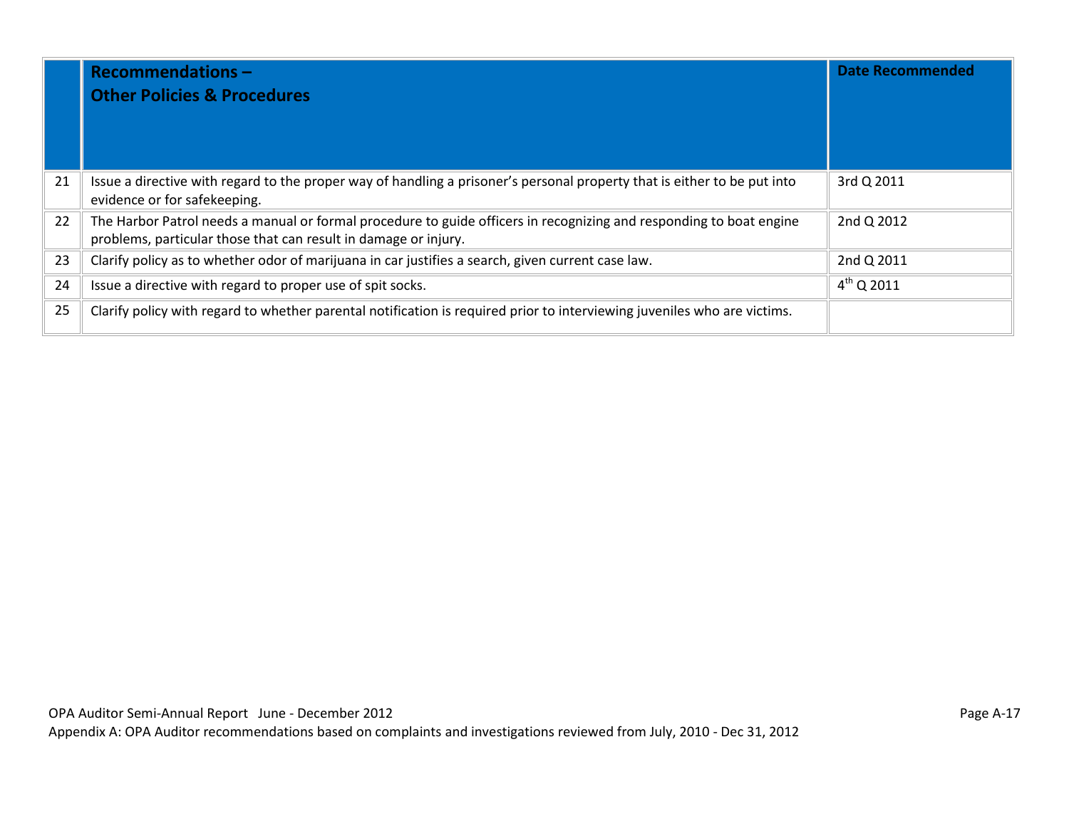| | Recommendations – Other Policies & Procedures | Date Recommended |
|---|---|---|
| 21 | Issue a directive with regard to the proper way of handling a prisoner's personal property that is either to be put into evidence or for safekeeping. | 3rd Q 2011 |
| 22 | The Harbor Patrol needs a manual or formal procedure to guide officers in recognizing and responding to boat engine problems, particular those that can result in damage or injury. | 2nd Q 2012 |
| 23 | Clarify policy as to whether odor of marijuana in car justifies a search, given current case law. | 2nd Q 2011 |
| 24 | Issue a directive with regard to proper use of spit socks. | $4^{th}$ Q 2011 |
| 25 | Clarify policy with regard to whether parental notification is required prior to interviewing juveniles who are victims. | |

OPA Auditor Semi-Annual Report June - December 2012

Appendix A: OPA Auditor recommendations based on complaints and investigations reviewed from July, 2010 - Dec 31, 2012